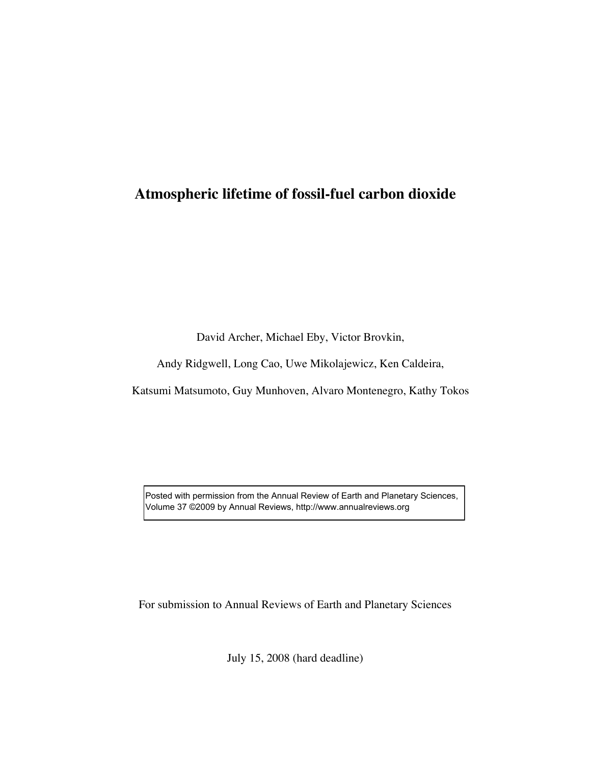# Atmospheric lifetime of fossil-fuel carbon dioxide

David Archer, Michael Eby, Victor Brovkin,

Andy Ridgwell, Long Cao, Uwe Mikolajewicz, Ken Caldeira,

Katsumi Matsumoto, Guy Munhoven, Alvaro Montenegro, Kathy Tokos

Posted with permission from the Annual Review of Earth and Planetary Sciences, Volume 37 ©2009 by Annual Reviews, http://www.annualreviews.org

For submission to Annual Reviews of Earth and Planetary Sciences

July 15, 2008 (hard deadline)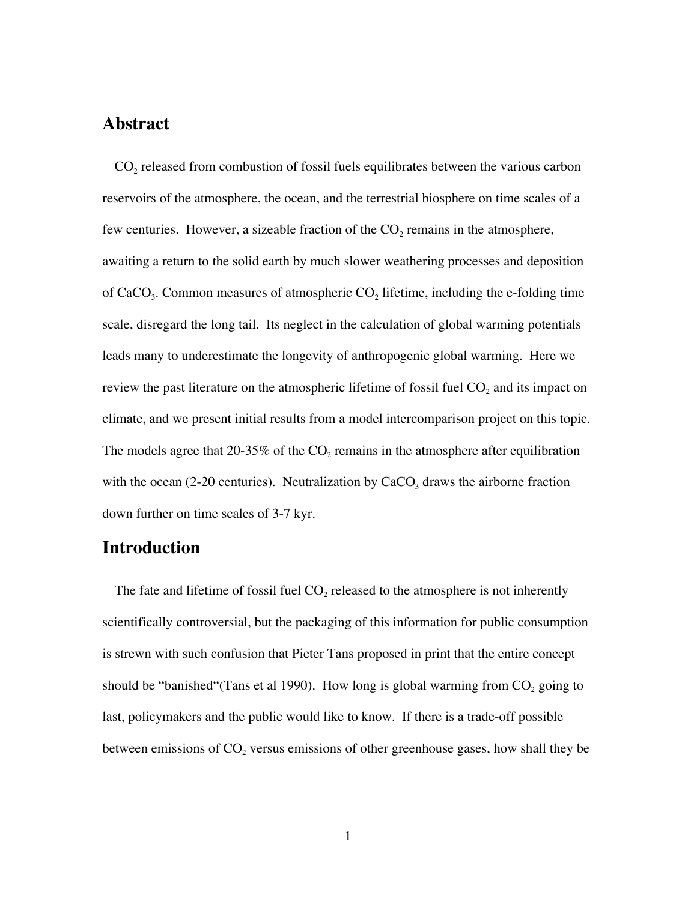## Abstract

$CO_2$ released from combustion of fossil fuels equilibrates between the various carbon reservoirs of the atmosphere, the ocean, and the terrestrial biosphere on time scales of a few centuries. However, a sizeable fraction of the $CO_2$ remains in the atmosphere, awaiting a return to the solid earth by much slower weathering processes and deposition of $CaCO_3$. Common measures of atmospheric $CO_2$ lifetime, including the e-folding time scale, disregard the long tail. Its neglect in the calculation of global warming potentials leads many to underestimate the longevity of anthropogenic global warming. Here we review the past literature on the atmospheric lifetime of fossil fuel $CO_2$ and its impact on climate, and we present initial results from a model intercomparison project on this topic. The models agree that 20-35% of the $CO_2$ remains in the atmosphere after equilibration with the ocean (2-20 centuries). Neutralization by $CaCO_3$ draws the airborne fraction down further on time scales of 3-7 kyr.

## Introduction

The fate and lifetime of fossil fuel $CO_2$ released to the atmosphere is not inherently scientifically controversial, but the packaging of this information for public consumption is strewn with such confusion that Pieter Tans proposed in print that the entire concept should be "banished"(Tans et al 1990). How long is global warming from $CO_2$ going to last, policymakers and the public would like to know. If there is a trade-off possible between emissions of $CO_2$ versus emissions of other greenhouse gases, how shall they be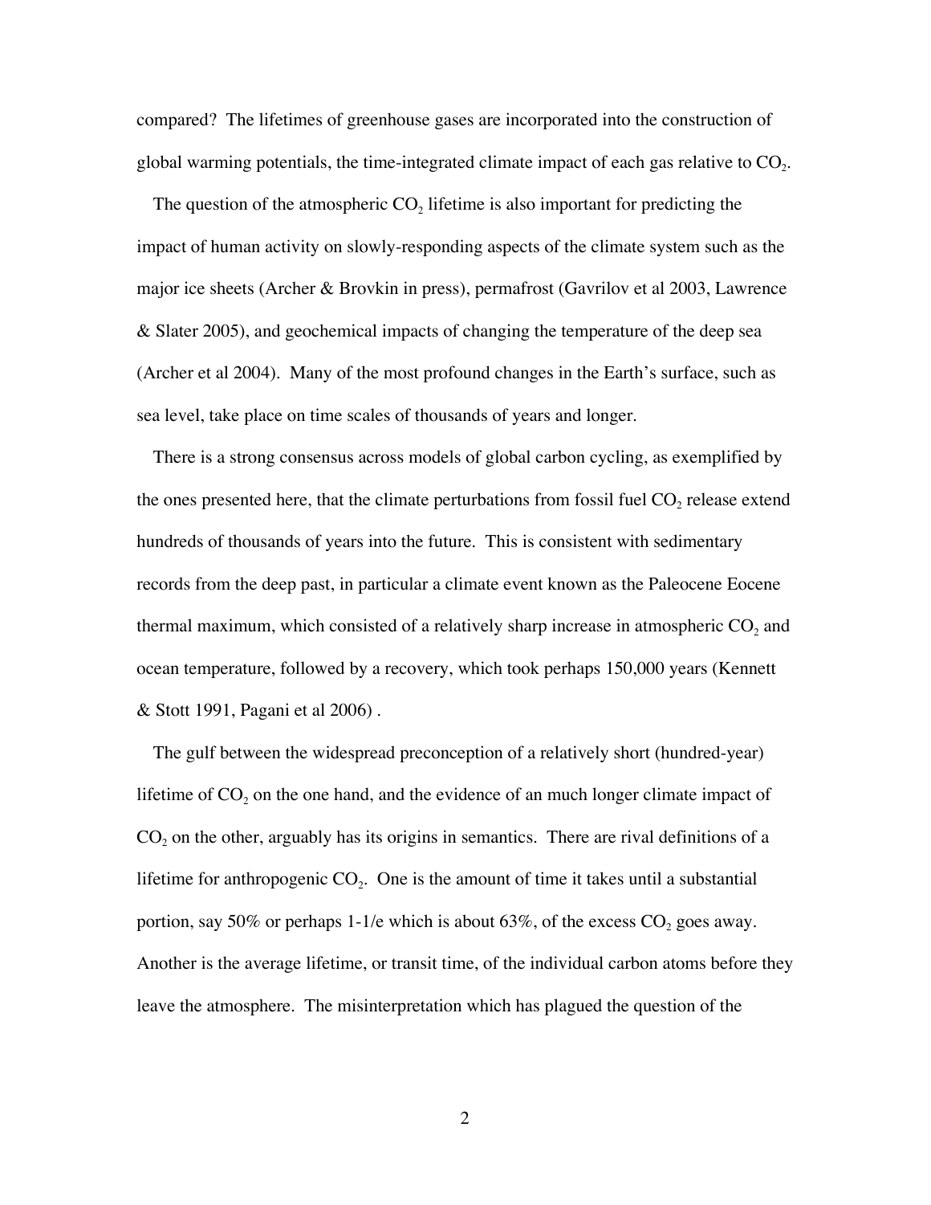compared? The lifetimes of greenhouse gases are incorporated into the construction of global warming potentials, the time-integrated climate impact of each gas relative to $CO_2$.

The question of the atmospheric $CO_2$ lifetime is also important for predicting the impact of human activity on slowly-responding aspects of the climate system such as the major ice sheets (Archer & Brovkin in press), permafrost (Gavrilov et al 2003, Lawrence & Slater 2005), and geochemical impacts of changing the temperature of the deep sea (Archer et al 2004). Many of the most profound changes in the Earth's surface, such as sea level, take place on time scales of thousands of years and longer.

There is a strong consensus across models of global carbon cycling, as exemplified by the ones presented here, that the climate perturbations from fossil fuel $CO_2$ release extend hundreds of thousands of years into the future. This is consistent with sedimentary records from the deep past, in particular a climate event known as the Paleocene Eocene thermal maximum, which consisted of a relatively sharp increase in atmospheric $CO_2$ and ocean temperature, followed by a recovery, which took perhaps 150,000 years (Kennett & Stott 1991, Pagani et al 2006) .

The gulf between the widespread preconception of a relatively short (hundred-year) lifetime of $CO_2$ on the one hand, and the evidence of an much longer climate impact of $CO_2$ on the other, arguably has its origins in semantics. There are rival definitions of a lifetime for anthropogenic $CO_2$. One is the amount of time it takes until a substantial portion, say 50% or perhaps 1-1/e which is about 63%, of the excess $CO_2$ goes away. Another is the average lifetime, or transit time, of the individual carbon atoms before they leave the atmosphere. The misinterpretation which has plagued the question of the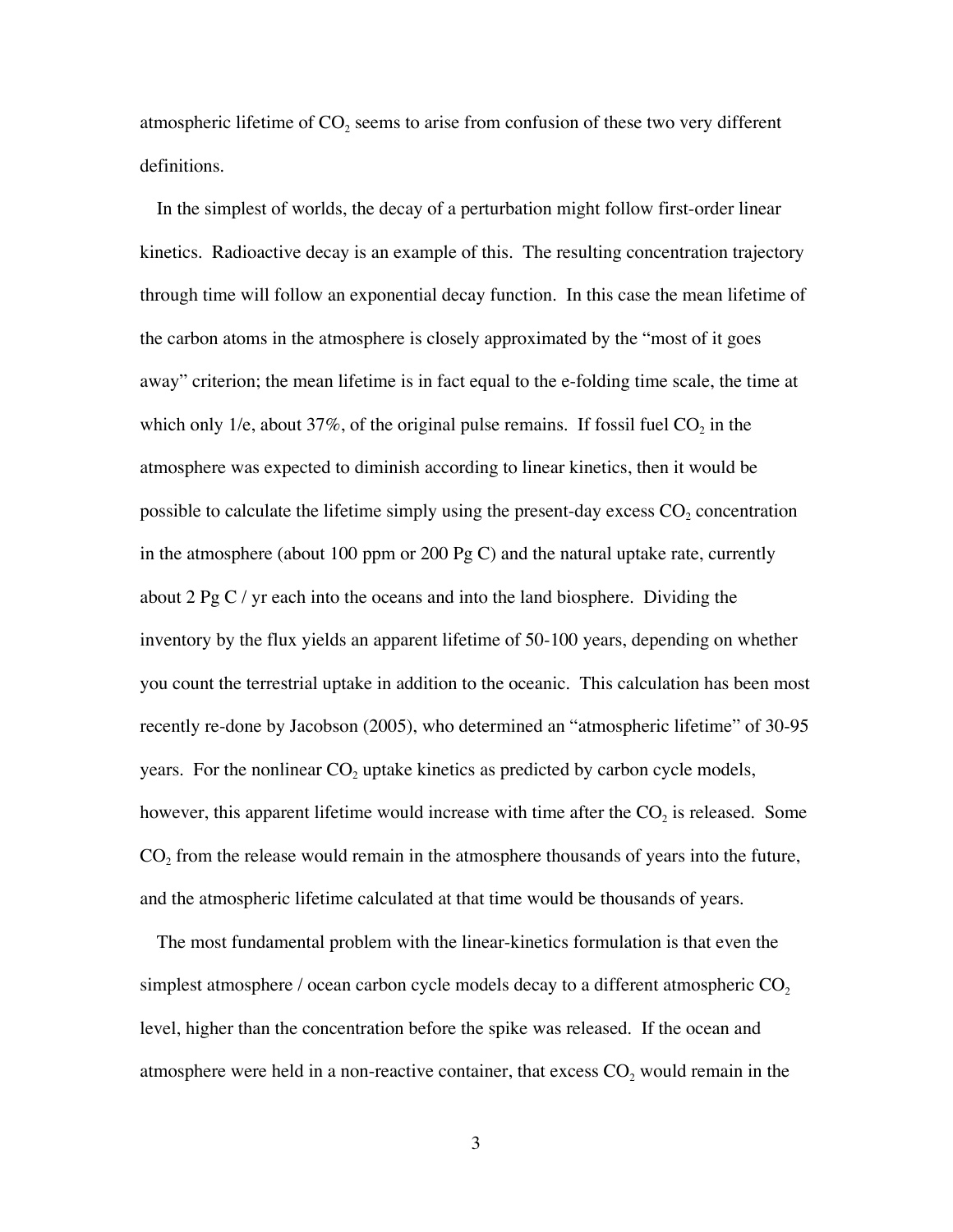atmospheric lifetime of $CO_2$ seems to arise from confusion of these two very different definitions.

In the simplest of worlds, the decay of a perturbation might follow first-order linear kinetics. Radioactive decay is an example of this. The resulting concentration trajectory through time will follow an exponential decay function. In this case the mean lifetime of the carbon atoms in the atmosphere is closely approximated by the "most of it goes away" criterion; the mean lifetime is in fact equal to the e-folding time scale, the time at which only 1/e, about 37%, of the original pulse remains. If fossil fuel $CO_2$ in the atmosphere was expected to diminish according to linear kinetics, then it would be possible to calculate the lifetime simply using the present-day excess $CO_2$ concentration in the atmosphere (about 100 ppm or 200 Pg C) and the natural uptake rate, currently about 2 Pg C / yr each into the oceans and into the land biosphere. Dividing the inventory by the flux yields an apparent lifetime of 50-100 years, depending on whether you count the terrestrial uptake in addition to the oceanic. This calculation has been most recently re-done by Jacobson (2005), who determined an "atmospheric lifetime" of 30-95 years. For the nonlinear $CO_2$ uptake kinetics as predicted by carbon cycle models, however, this apparent lifetime would increase with time after the $CO_2$ is released. Some $CO_2$ from the release would remain in the atmosphere thousands of years into the future, and the atmospheric lifetime calculated at that time would be thousands of years.

The most fundamental problem with the linear-kinetics formulation is that even the simplest atmosphere / ocean carbon cycle models decay to a different atmospheric $CO_2$ level, higher than the concentration before the spike was released. If the ocean and atmosphere were held in a non-reactive container, that excess $CO_2$ would remain in the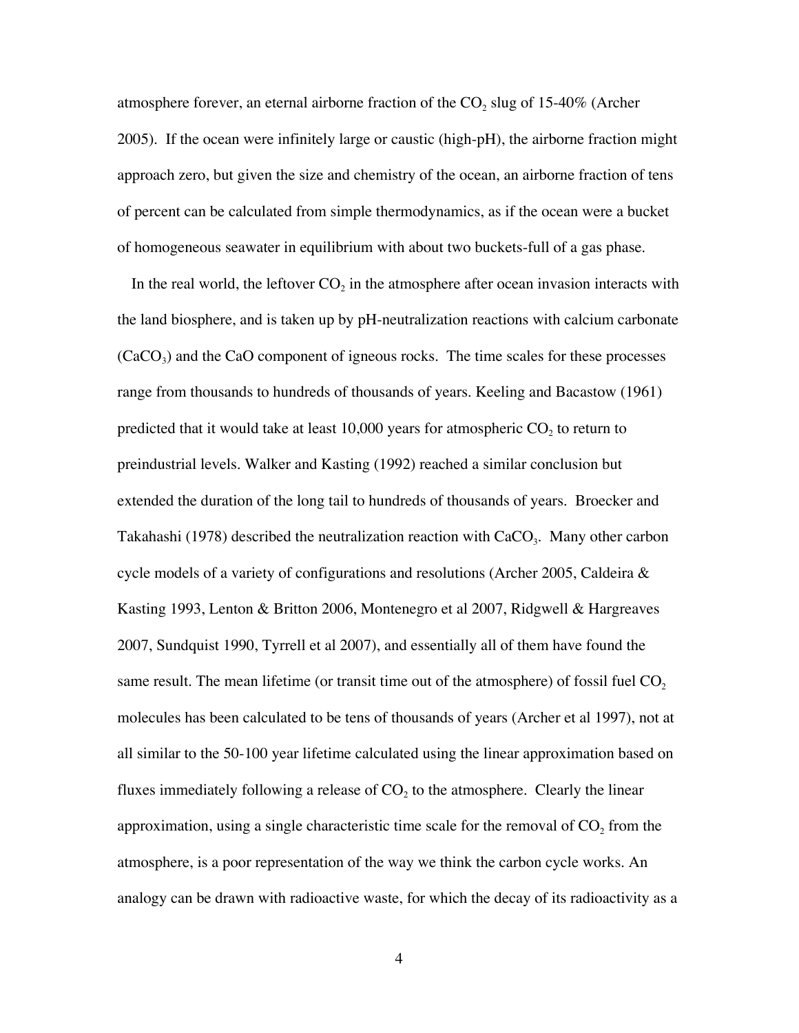atmosphere forever, an eternal airborne fraction of the $CO_2$ slug of 15-40% (Archer 2005). If the ocean were infinitely large or caustic (high-pH), the airborne fraction might approach zero, but given the size and chemistry of the ocean, an airborne fraction of tens of percent can be calculated from simple thermodynamics, as if the ocean were a bucket of homogeneous seawater in equilibrium with about two buckets-full of a gas phase.

In the real world, the leftover $CO_2$ in the atmosphere after ocean invasion interacts with the land biosphere, and is taken up by pH-neutralization reactions with calcium carbonate ($CaCO_3$) and the CaO component of igneous rocks. The time scales for these processes range from thousands to hundreds of thousands of years. Keeling and Bacastow (1961) predicted that it would take at least 10,000 years for atmospheric $CO_2$ to return to preindustrial levels. Walker and Kasting (1992) reached a similar conclusion but extended the duration of the long tail to hundreds of thousands of years. Broecker and Takahashi (1978) described the neutralization reaction with $CaCO_3$. Many other carbon cycle models of a variety of configurations and resolutions (Archer 2005, Caldeira & Kasting 1993, Lenton & Britton 2006, Montenegro et al 2007, Ridgwell & Hargreaves 2007, Sundquist 1990, Tyrrell et al 2007), and essentially all of them have found the same result. The mean lifetime (or transit time out of the atmosphere) of fossil fuel $CO_2$ molecules has been calculated to be tens of thousands of years (Archer et al 1997), not at all similar to the 50-100 year lifetime calculated using the linear approximation based on fluxes immediately following a release of $CO_2$ to the atmosphere. Clearly the linear approximation, using a single characteristic time scale for the removal of $CO_2$ from the atmosphere, is a poor representation of the way we think the carbon cycle works. An analogy can be drawn with radioactive waste, for which the decay of its radioactivity as a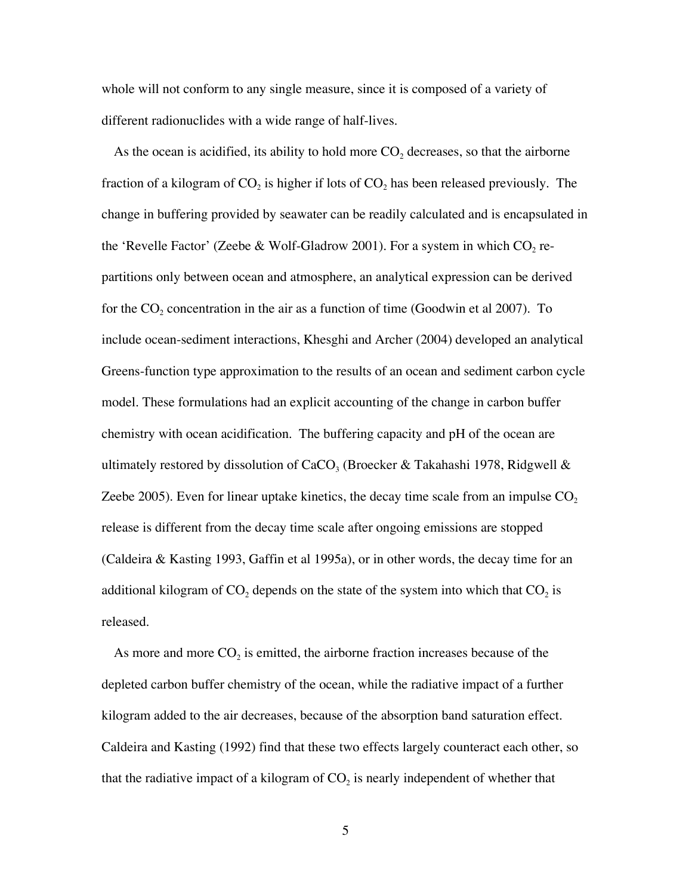whole will not conform to any single measure, since it is composed of a variety of different radionuclides with a wide range of half-lives.

As the ocean is acidified, its ability to hold more $CO_2$ decreases, so that the airborne fraction of a kilogram of $CO_2$ is higher if lots of $CO_2$ has been released previously. The change in buffering provided by seawater can be readily calculated and is encapsulated in the 'Revelle Factor' (Zeebe & Wolf-Gladrow 2001). For a system in which $CO_2$ re-partitions only between ocean and atmosphere, an analytical expression can be derived for the $CO_2$ concentration in the air as a function of time (Goodwin et al 2007). To include ocean-sediment interactions, Khesghi and Archer (2004) developed an analytical Greens-function type approximation to the results of an ocean and sediment carbon cycle model. These formulations had an explicit accounting of the change in carbon buffer chemistry with ocean acidification. The buffering capacity and pH of the ocean are ultimately restored by dissolution of $CaCO_3$ (Broecker & Takahashi 1978, Ridgwell & Zeebe 2005). Even for linear uptake kinetics, the decay time scale from an impulse $CO_2$ release is different from the decay time scale after ongoing emissions are stopped (Caldeira & Kasting 1993, Gaffin et al 1995a), or in other words, the decay time for an additional kilogram of $CO_2$ depends on the state of the system into which that $CO_2$ is released.

As more and more $CO_2$ is emitted, the airborne fraction increases because of the depleted carbon buffer chemistry of the ocean, while the radiative impact of a further kilogram added to the air decreases, because of the absorption band saturation effect. Caldeira and Kasting (1992) find that these two effects largely counteract each other, so that the radiative impact of a kilogram of $CO_2$ is nearly independent of whether that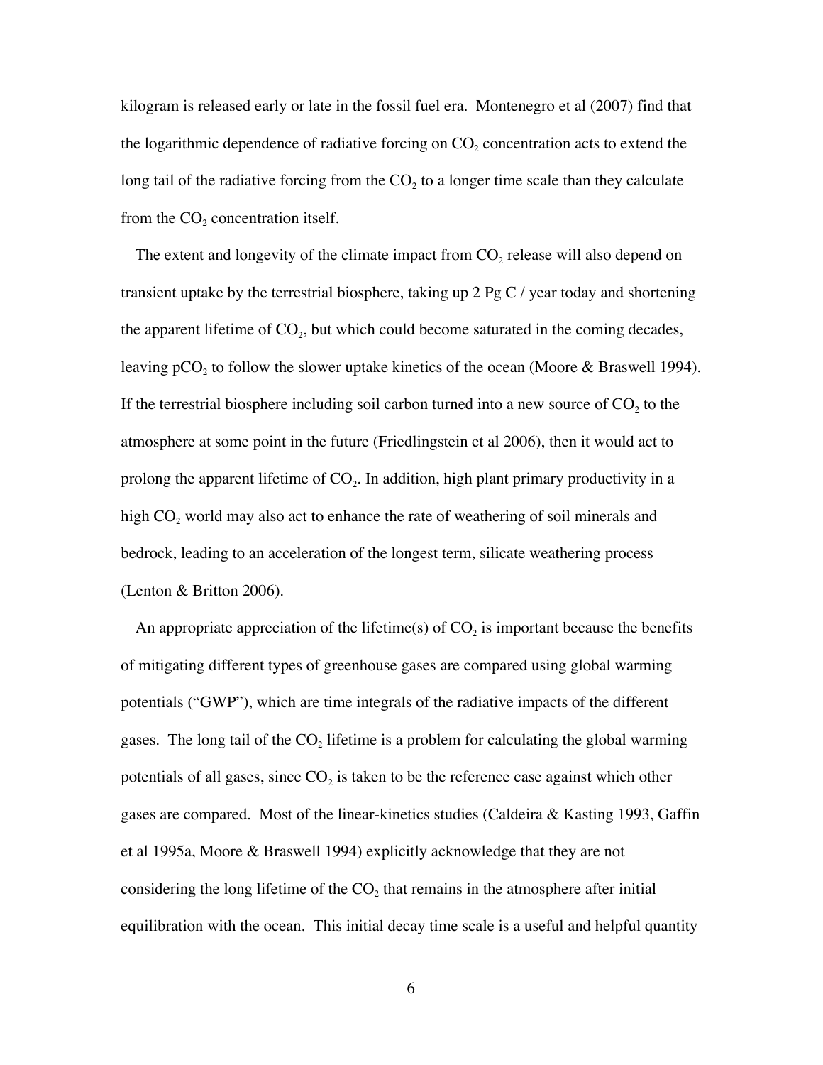kilogram is released early or late in the fossil fuel era. Montenegro et al (2007) find that the logarithmic dependence of radiative forcing on $CO_2$ concentration acts to extend the long tail of the radiative forcing from the $CO_2$ to a longer time scale than they calculate from the $CO_2$ concentration itself.

The extent and longevity of the climate impact from $CO_2$ release will also depend on transient uptake by the terrestrial biosphere, taking up 2 Pg C / year today and shortening the apparent lifetime of $CO_2$, but which could become saturated in the coming decades, leaving $pCO_2$ to follow the slower uptake kinetics of the ocean (Moore & Braswell 1994). If the terrestrial biosphere including soil carbon turned into a new source of $CO_2$ to the atmosphere at some point in the future (Friedlingstein et al 2006), then it would act to prolong the apparent lifetime of $CO_2$. In addition, high plant primary productivity in a high $CO_2$ world may also act to enhance the rate of weathering of soil minerals and bedrock, leading to an acceleration of the longest term, silicate weathering process (Lenton & Britton 2006).

An appropriate appreciation of the lifetime(s) of $CO_2$ is important because the benefits of mitigating different types of greenhouse gases are compared using global warming potentials ("GWP"), which are time integrals of the radiative impacts of the different gases. The long tail of the $CO_2$ lifetime is a problem for calculating the global warming potentials of all gases, since $CO_2$ is taken to be the reference case against which other gases are compared. Most of the linear-kinetics studies (Caldeira & Kasting 1993, Gaffin et al 1995a, Moore & Braswell 1994) explicitly acknowledge that they are not considering the long lifetime of the $CO_2$ that remains in the atmosphere after initial equilibration with the ocean. This initial decay time scale is a useful and helpful quantity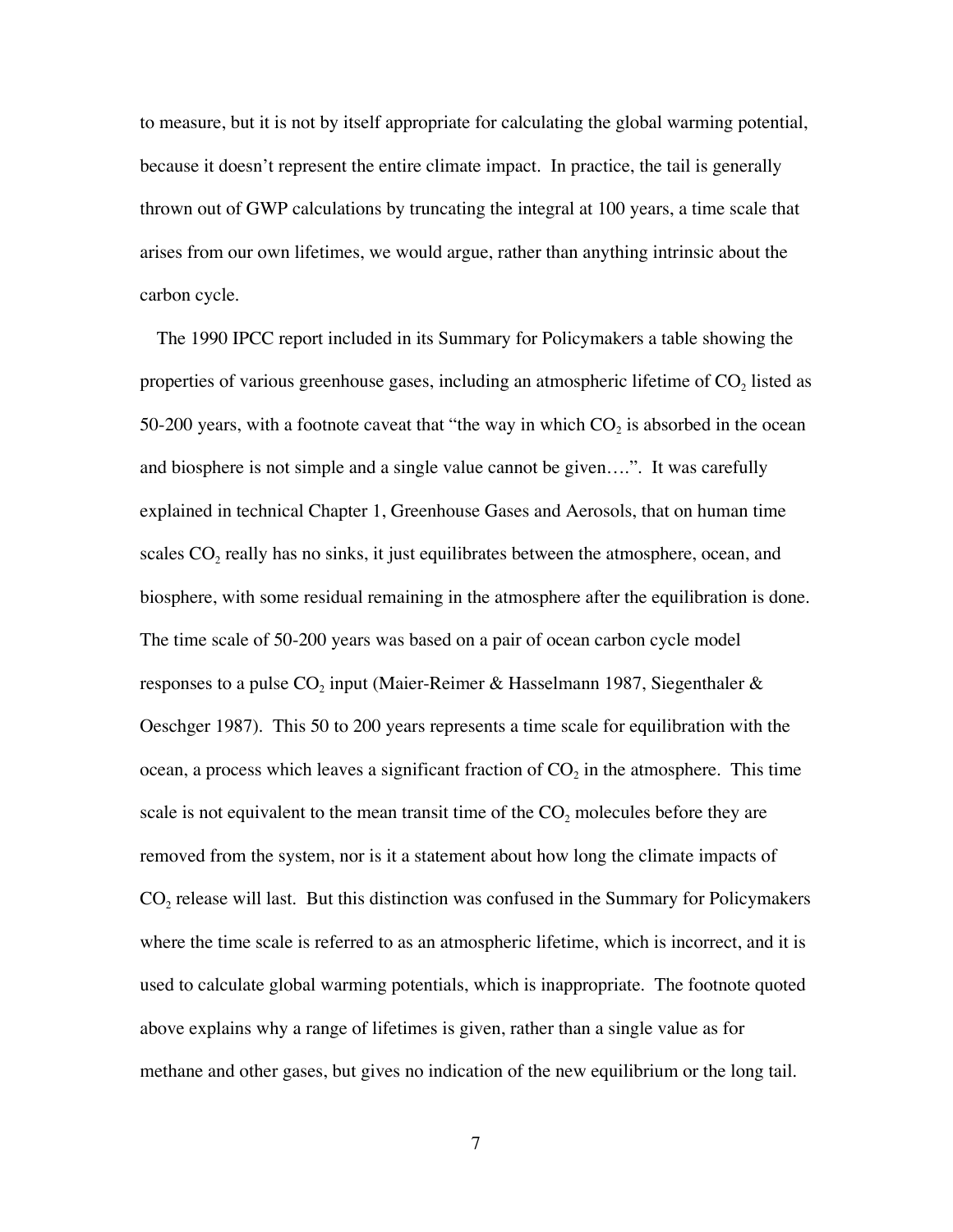to measure, but it is not by itself appropriate for calculating the global warming potential, because it doesn't represent the entire climate impact. In practice, the tail is generally thrown out of GWP calculations by truncating the integral at 100 years, a time scale that arises from our own lifetimes, we would argue, rather than anything intrinsic about the carbon cycle.

The 1990 IPCC report included in its Summary for Policymakers a table showing the properties of various greenhouse gases, including an atmospheric lifetime of $CO_2$ listed as 50-200 years, with a footnote caveat that "the way in which $CO_2$ is absorbed in the ocean and biosphere is not simple and a single value cannot be given….". It was carefully explained in technical Chapter 1, Greenhouse Gases and Aerosols, that on human time scales $CO_2$ really has no sinks, it just equilibrates between the atmosphere, ocean, and biosphere, with some residual remaining in the atmosphere after the equilibration is done. The time scale of 50-200 years was based on a pair of ocean carbon cycle model responses to a pulse $CO_2$ input (Maier-Reimer & Hasselmann 1987, Siegenthaler & Oeschger 1987). This 50 to 200 years represents a time scale for equilibration with the ocean, a process which leaves a significant fraction of $CO_2$ in the atmosphere. This time scale is not equivalent to the mean transit time of the $CO_2$ molecules before they are removed from the system, nor is it a statement about how long the climate impacts of $CO_2$ release will last. But this distinction was confused in the Summary for Policymakers where the time scale is referred to as an atmospheric lifetime, which is incorrect, and it is used to calculate global warming potentials, which is inappropriate. The footnote quoted above explains why a range of lifetimes is given, rather than a single value as for methane and other gases, but gives no indication of the new equilibrium or the long tail.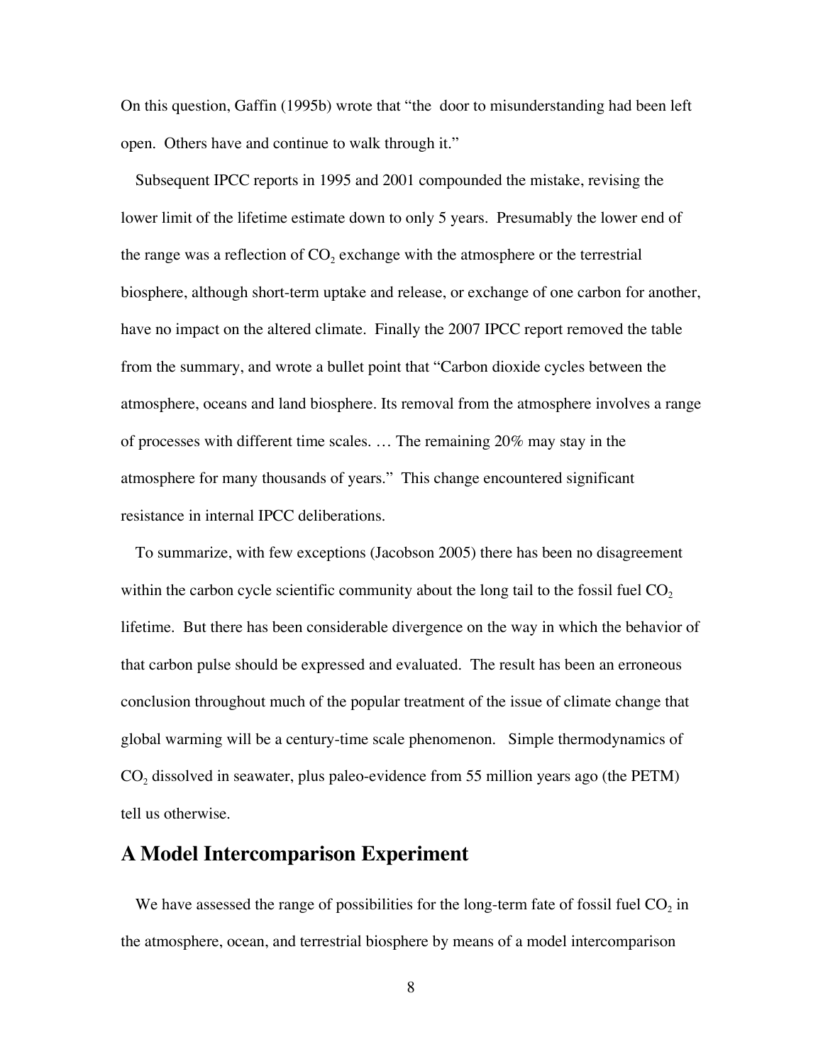On this question, Gaffin (1995b) wrote that "the door to misunderstanding had been left open. Others have and continue to walk through it."

Subsequent IPCC reports in 1995 and 2001 compounded the mistake, revising the lower limit of the lifetime estimate down to only 5 years. Presumably the lower end of the range was a reflection of $CO_2$ exchange with the atmosphere or the terrestrial biosphere, although short-term uptake and release, or exchange of one carbon for another, have no impact on the altered climate. Finally the 2007 IPCC report removed the table from the summary, and wrote a bullet point that "Carbon dioxide cycles between the atmosphere, oceans and land biosphere. Its removal from the atmosphere involves a range of processes with different time scales. … The remaining 20% may stay in the atmosphere for many thousands of years." This change encountered significant resistance in internal IPCC deliberations.

To summarize, with few exceptions (Jacobson 2005) there has been no disagreement within the carbon cycle scientific community about the long tail to the fossil fuel $CO_2$ lifetime. But there has been considerable divergence on the way in which the behavior of that carbon pulse should be expressed and evaluated. The result has been an erroneous conclusion throughout much of the popular treatment of the issue of climate change that global warming will be a century-time scale phenomenon. Simple thermodynamics of $CO_2$ dissolved in seawater, plus paleo-evidence from 55 million years ago (the PETM) tell us otherwise.

## A Model Intercomparison Experiment

We have assessed the range of possibilities for the long-term fate of fossil fuel $CO_2$ in the atmosphere, ocean, and terrestrial biosphere by means of a model intercomparison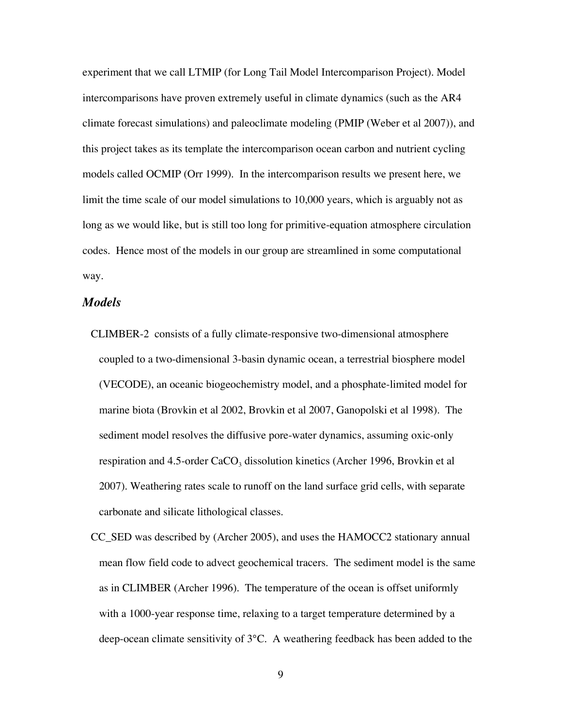experiment that we call LTMIP (for Long Tail Model Intercomparison Project). Model intercomparisons have proven extremely useful in climate dynamics (such as the AR4 climate forecast simulations) and paleoclimate modeling (PMIP (Weber et al 2007)), and this project takes as its template the intercomparison ocean carbon and nutrient cycling models called OCMIP (Orr 1999). In the intercomparison results we present here, we limit the time scale of our model simulations to 10,000 years, which is arguably not as long as we would like, but is still too long for primitive-equation atmosphere circulation codes. Hence most of the models in our group are streamlined in some computational way.

## *Models*

CLIMBER-2 consists of a fully climate-responsive two-dimensional atmosphere coupled to a two-dimensional 3-basin dynamic ocean, a terrestrial biosphere model (VECODE), an oceanic biogeochemistry model, and a phosphate-limited model for marine biota (Brovkin et al 2002, Brovkin et al 2007, Ganopolski et al 1998). The sediment model resolves the diffusive pore-water dynamics, assuming oxic-only respiration and 4.5-order $CaCO_3$ dissolution kinetics (Archer 1996, Brovkin et al 2007). Weathering rates scale to runoff on the land surface grid cells, with separate carbonate and silicate lithological classes.

CC_SED was described by (Archer 2005), and uses the HAMOCC2 stationary annual mean flow field code to advect geochemical tracers. The sediment model is the same as in CLIMBER (Archer 1996). The temperature of the ocean is offset uniformly with a 1000-year response time, relaxing to a target temperature determined by a deep-ocean climate sensitivity of 3°C. A weathering feedback has been added to the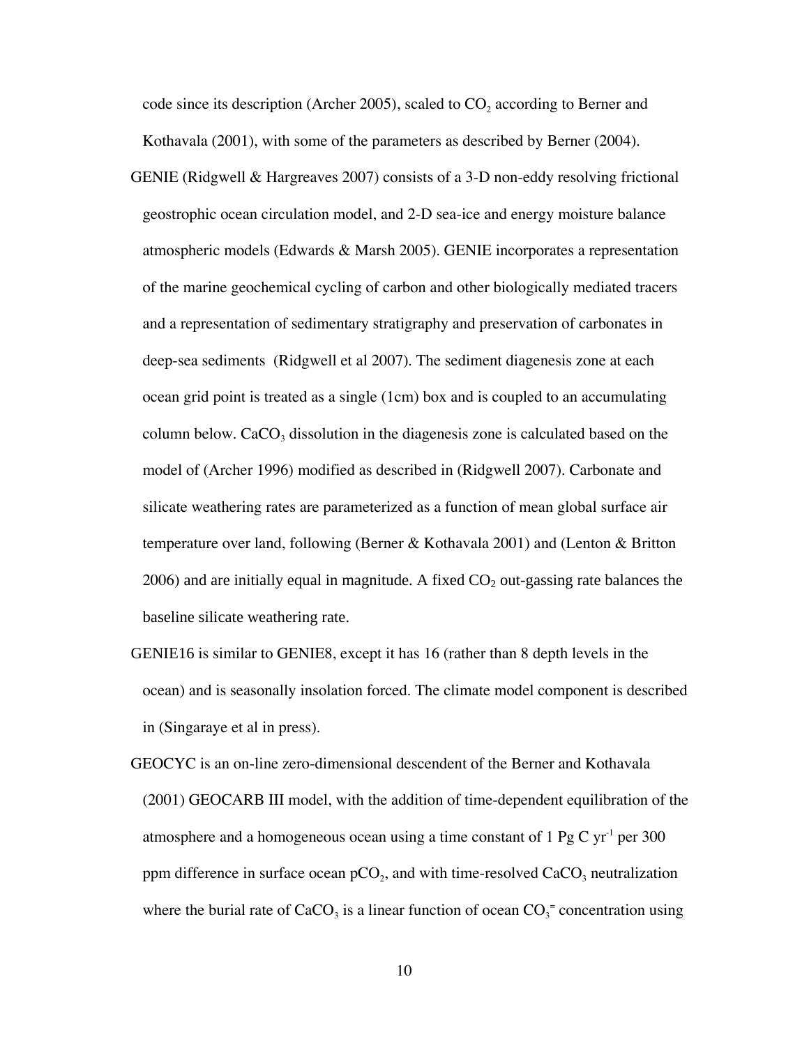code since its description (Archer 2005), scaled to $CO_2$ according to Berner and Kothavala (2001), with some of the parameters as described by Berner (2004).

GENIE (Ridgwell & Hargreaves 2007) consists of a 3-D non-eddy resolving frictional geostrophic ocean circulation model, and 2-D sea-ice and energy moisture balance atmospheric models (Edwards & Marsh 2005). GENIE incorporates a representation of the marine geochemical cycling of carbon and other biologically mediated tracers and a representation of sedimentary stratigraphy and preservation of carbonates in deep-sea sediments (Ridgwell et al 2007). The sediment diagenesis zone at each ocean grid point is treated as a single (1cm) box and is coupled to an accumulating column below. $CaCO_3$ dissolution in the diagenesis zone is calculated based on the model of (Archer 1996) modified as described in (Ridgwell 2007). Carbonate and silicate weathering rates are parameterized as a function of mean global surface air temperature over land, following (Berner & Kothavala 2001) and (Lenton & Britton 2006) and are initially equal in magnitude. A fixed $CO_2$ out-gassing rate balances the baseline silicate weathering rate.

GENIE16 is similar to GENIE8, except it has 16 (rather than 8 depth levels in the ocean) and is seasonally insolation forced. The climate model component is described in (Singaraye et al in press).

GEOCYC is an on-line zero-dimensional descendent of the Berner and Kothavala (2001) GEOCARB III model, with the addition of time-dependent equilibration of the atmosphere and a homogeneous ocean using a time constant of 1 Pg C $yr^{-1}$ per 300 ppm difference in surface ocean $pCO_2$, and with time-resolved $CaCO_3$ neutralization where the burial rate of $CaCO_3$ is a linear function of ocean $CO_3^{=}$ concentration using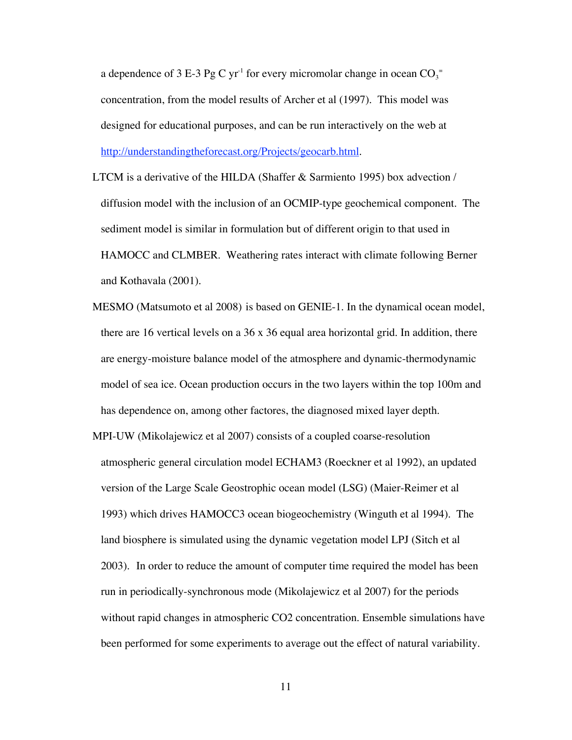a dependence of 3 E-3 Pg C $yr^{-1}$ for every micromolar change in ocean $CO_3^{=}$ concentration, from the model results of Archer et al (1997). This model was designed for educational purposes, and can be run interactively on the web at http://understandingtheforecast.org/Projects/geocarb.html.

LTCM is a derivative of the HILDA (Shaffer & Sarmiento 1995) box advection / diffusion model with the inclusion of an OCMIP-type geochemical component. The sediment model is similar in formulation but of different origin to that used in HAMOCC and CLMBER. Weathering rates interact with climate following Berner and Kothavala (2001).

MESMO (Matsumoto et al 2008) is based on GENIE-1. In the dynamical ocean model, there are 16 vertical levels on a 36 x 36 equal area horizontal grid. In addition, there are energy-moisture balance model of the atmosphere and dynamic-thermodynamic model of sea ice. Ocean production occurs in the two layers within the top 100m and has dependence on, among other factores, the diagnosed mixed layer depth.

MPI-UW (Mikolajewicz et al 2007) consists of a coupled coarse-resolution atmospheric general circulation model ECHAM3 (Roeckner et al 1992), an updated version of the Large Scale Geostrophic ocean model (LSG) (Maier-Reimer et al 1993) which drives HAMOCC3 ocean biogeochemistry (Winguth et al 1994). The land biosphere is simulated using the dynamic vegetation model LPJ (Sitch et al 2003). In order to reduce the amount of computer time required the model has been run in periodically-synchronous mode (Mikolajewicz et al 2007) for the periods without rapid changes in atmospheric CO2 concentration. Ensemble simulations have been performed for some experiments to average out the effect of natural variability.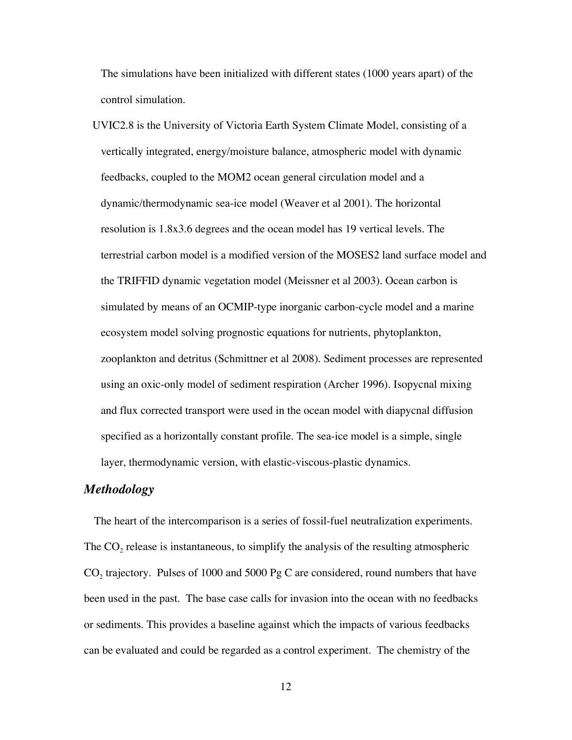The simulations have been initialized with different states (1000 years apart) of the control simulation.

UVIC2.8 is the University of Victoria Earth System Climate Model, consisting of a vertically integrated, energy/moisture balance, atmospheric model with dynamic feedbacks, coupled to the MOM2 ocean general circulation model and a dynamic/thermodynamic sea-ice model (Weaver et al 2001). The horizontal resolution is 1.8x3.6 degrees and the ocean model has 19 vertical levels. The terrestrial carbon model is a modified version of the MOSES2 land surface model and the TRIFFID dynamic vegetation model (Meissner et al 2003). Ocean carbon is simulated by means of an OCMIP-type inorganic carbon-cycle model and a marine ecosystem model solving prognostic equations for nutrients, phytoplankton, zooplankton and detritus (Schmittner et al 2008). Sediment processes are represented using an oxic-only model of sediment respiration (Archer 1996). Isopycnal mixing and flux corrected transport were used in the ocean model with diapycnal diffusion specified as a horizontally constant profile. The sea-ice model is a simple, single layer, thermodynamic version, with elastic-viscous-plastic dynamics.

## *Methodology*

The heart of the intercomparison is a series of fossil-fuel neutralization experiments. The $CO_2$ release is instantaneous, to simplify the analysis of the resulting atmospheric $CO_2$ trajectory. Pulses of 1000 and 5000 Pg C are considered, round numbers that have been used in the past. The base case calls for invasion into the ocean with no feedbacks or sediments. This provides a baseline against which the impacts of various feedbacks can be evaluated and could be regarded as a control experiment. The chemistry of the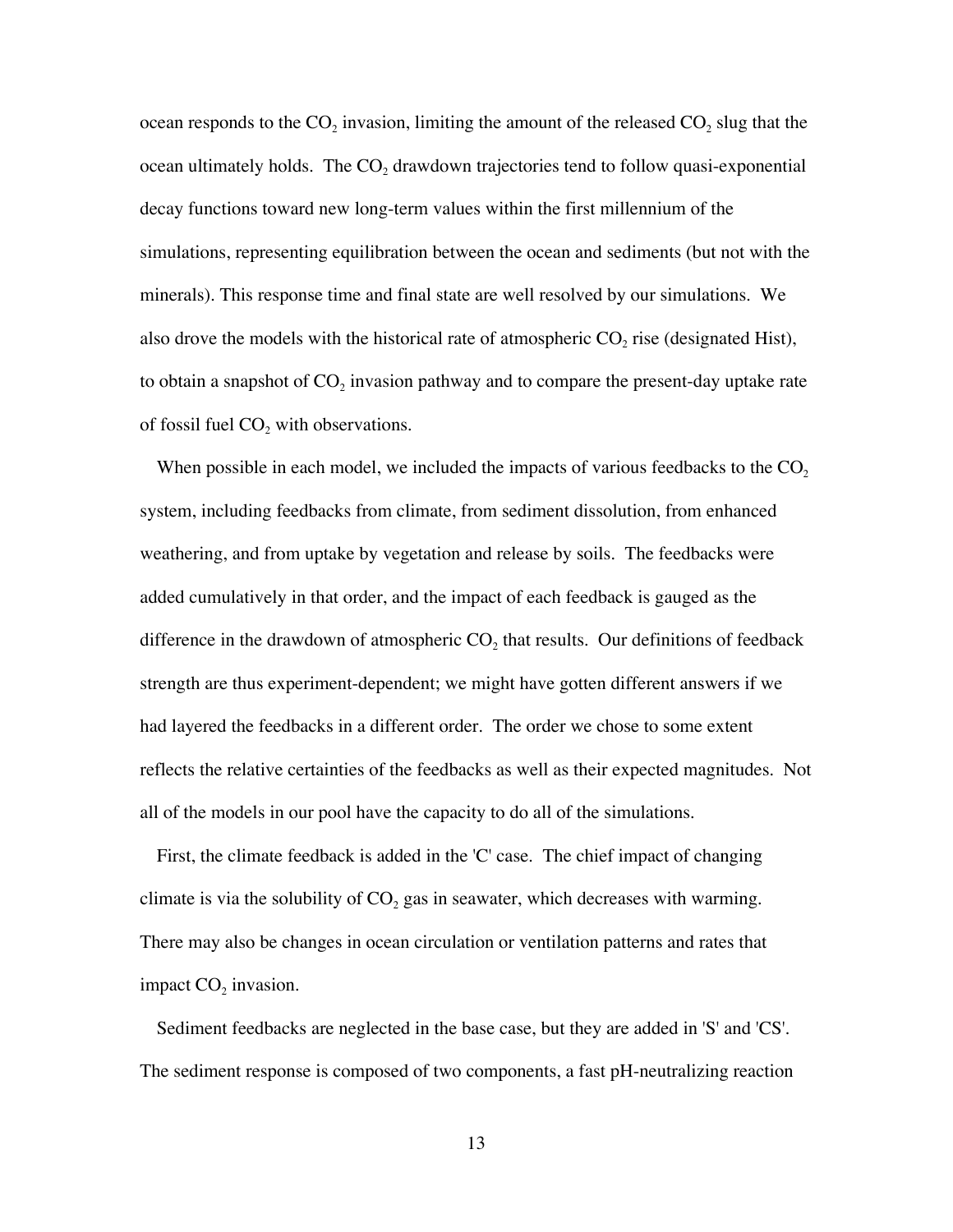ocean responds to the $CO_2$ invasion, limiting the amount of the released $CO_2$ slug that the ocean ultimately holds. The $CO_2$ drawdown trajectories tend to follow quasi-exponential decay functions toward new long-term values within the first millennium of the simulations, representing equilibration between the ocean and sediments (but not with the minerals). This response time and final state are well resolved by our simulations. We also drove the models with the historical rate of atmospheric $CO_2$ rise (designated Hist), to obtain a snapshot of $CO_2$ invasion pathway and to compare the present-day uptake rate of fossil fuel $CO_2$ with observations.

When possible in each model, we included the impacts of various feedbacks to the $CO_2$ system, including feedbacks from climate, from sediment dissolution, from enhanced weathering, and from uptake by vegetation and release by soils. The feedbacks were added cumulatively in that order, and the impact of each feedback is gauged as the difference in the drawdown of atmospheric $CO_2$ that results. Our definitions of feedback strength are thus experiment-dependent; we might have gotten different answers if we had layered the feedbacks in a different order. The order we chose to some extent reflects the relative certainties of the feedbacks as well as their expected magnitudes. Not all of the models in our pool have the capacity to do all of the simulations.

First, the climate feedback is added in the 'C' case. The chief impact of changing climate is via the solubility of $CO_2$ gas in seawater, which decreases with warming. There may also be changes in ocean circulation or ventilation patterns and rates that impact $CO_2$ invasion.

Sediment feedbacks are neglected in the base case, but they are added in 'S' and 'CS'. The sediment response is composed of two components, a fast pH-neutralizing reaction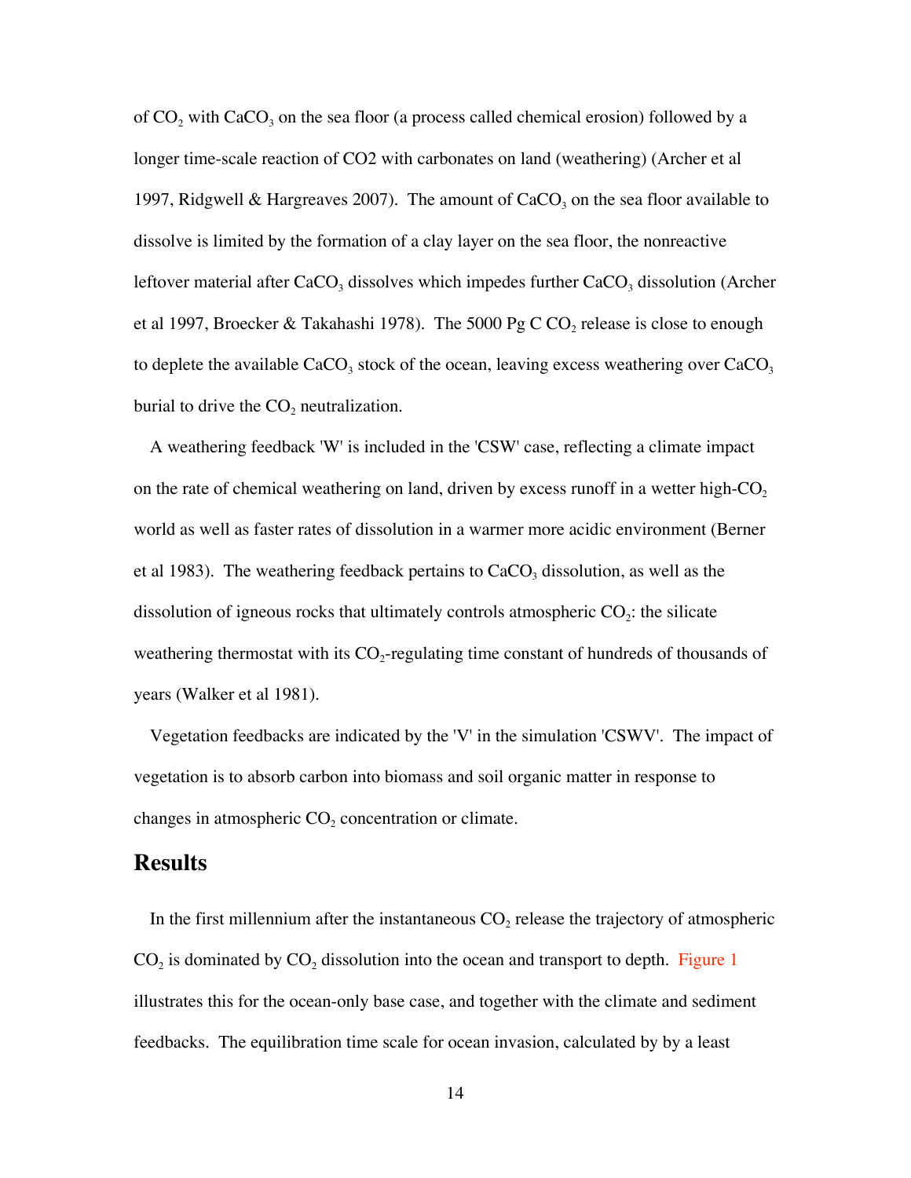of $CO_2$ with $CaCO_3$ on the sea floor (a process called chemical erosion) followed by a longer time-scale reaction of CO2 with carbonates on land (weathering) (Archer et al 1997, Ridgwell & Hargreaves 2007). The amount of $CaCO_3$ on the sea floor available to dissolve is limited by the formation of a clay layer on the sea floor, the nonreactive leftover material after $CaCO_3$ dissolves which impedes further $CaCO_3$ dissolution (Archer et al 1997, Broecker & Takahashi 1978). The 5000 Pg C $CO_2$ release is close to enough to deplete the available $CaCO_3$ stock of the ocean, leaving excess weathering over $CaCO_3$ burial to drive the $CO_2$ neutralization.

A weathering feedback 'W' is included in the 'CSW' case, reflecting a climate impact on the rate of chemical weathering on land, driven by excess runoff in a wetter high-$CO_2$ world as well as faster rates of dissolution in a warmer more acidic environment (Berner et al 1983). The weathering feedback pertains to $CaCO_3$ dissolution, as well as the dissolution of igneous rocks that ultimately controls atmospheric $CO_2$: the silicate weathering thermostat with its $CO_2$-regulating time constant of hundreds of thousands of years (Walker et al 1981).

Vegetation feedbacks are indicated by the 'V' in the simulation 'CSWV'. The impact of vegetation is to absorb carbon into biomass and soil organic matter in response to changes in atmospheric $CO_2$ concentration or climate.

## Results

In the first millennium after the instantaneous $CO_2$ release the trajectory of atmospheric $CO_2$ is dominated by $CO_2$ dissolution into the ocean and transport to depth. Figure 1 illustrates this for the ocean-only base case, and together with the climate and sediment feedbacks. The equilibration time scale for ocean invasion, calculated by by a least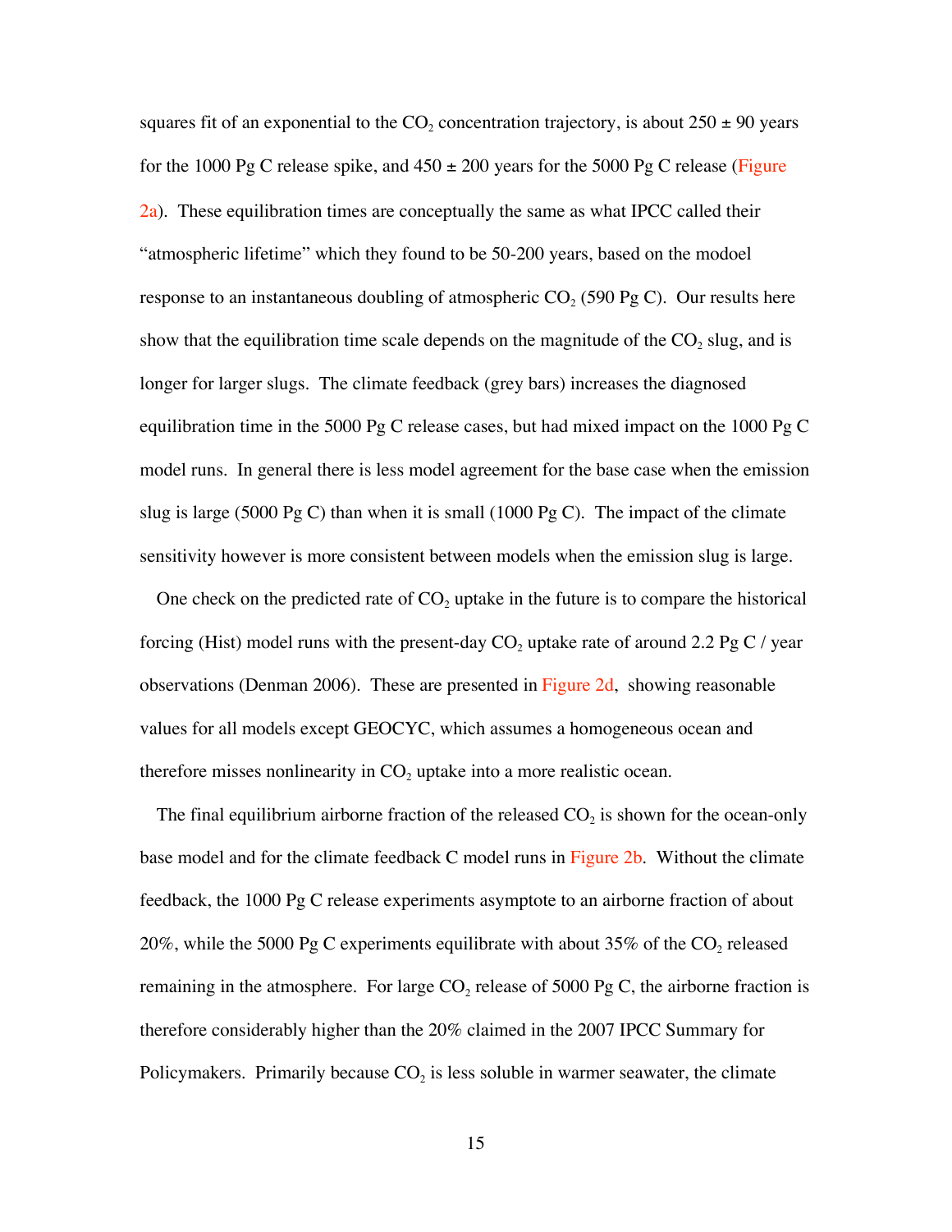squares fit of an exponential to the $CO_2$ concentration trajectory, is about 250 ± 90 years for the 1000 Pg C release spike, and 450 ± 200 years for the 5000 Pg C release (Figure 2a). These equilibration times are conceptually the same as what IPCC called their "atmospheric lifetime" which they found to be 50-200 years, based on the modoel response to an instantaneous doubling of atmospheric $CO_2$ (590 Pg C). Our results here show that the equilibration time scale depends on the magnitude of the $CO_2$ slug, and is longer for larger slugs. The climate feedback (grey bars) increases the diagnosed equilibration time in the 5000 Pg C release cases, but had mixed impact on the 1000 Pg C model runs. In general there is less model agreement for the base case when the emission slug is large (5000 Pg C) than when it is small (1000 Pg C). The impact of the climate sensitivity however is more consistent between models when the emission slug is large.

One check on the predicted rate of $CO_2$ uptake in the future is to compare the historical forcing (Hist) model runs with the present-day $CO_2$ uptake rate of around 2.2 Pg C / year observations (Denman 2006). These are presented in Figure 2d, showing reasonable values for all models except GEOCYC, which assumes a homogeneous ocean and therefore misses nonlinearity in $CO_2$ uptake into a more realistic ocean.

The final equilibrium airborne fraction of the released $CO_2$ is shown for the ocean-only base model and for the climate feedback C model runs in Figure 2b. Without the climate feedback, the 1000 Pg C release experiments asymptote to an airborne fraction of about 20%, while the 5000 Pg C experiments equilibrate with about 35% of the $CO_2$ released remaining in the atmosphere. For large $CO_2$ release of 5000 Pg C, the airborne fraction is therefore considerably higher than the 20% claimed in the 2007 IPCC Summary for Policymakers. Primarily because $CO_2$ is less soluble in warmer seawater, the climate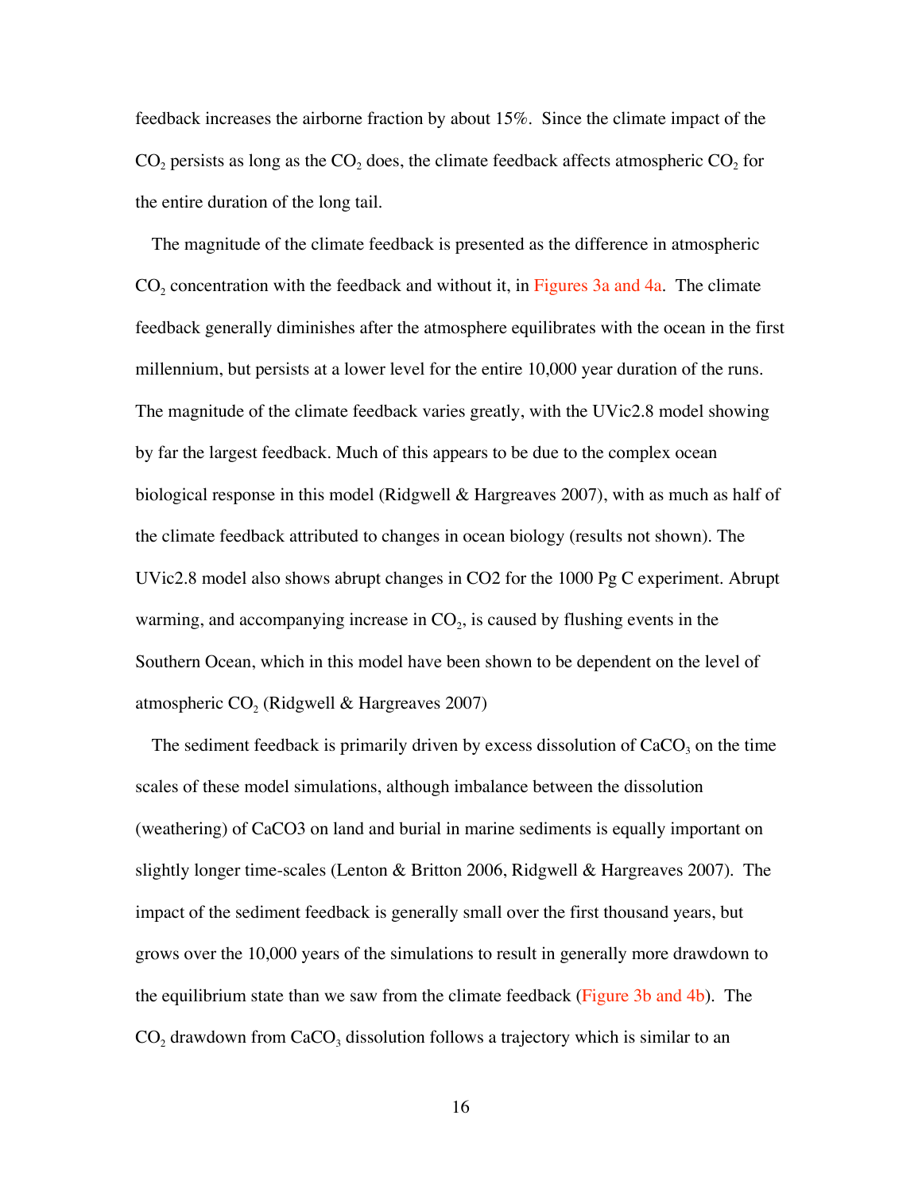feedback increases the airborne fraction by about 15%. Since the climate impact of the $CO_2$ persists as long as the $CO_2$ does, the climate feedback affects atmospheric $CO_2$ for the entire duration of the long tail.

The magnitude of the climate feedback is presented as the difference in atmospheric $CO_2$ concentration with the feedback and without it, in Figures 3a and 4a. The climate feedback generally diminishes after the atmosphere equilibrates with the ocean in the first millennium, but persists at a lower level for the entire 10,000 year duration of the runs. The magnitude of the climate feedback varies greatly, with the UVic2.8 model showing by far the largest feedback. Much of this appears to be due to the complex ocean biological response in this model (Ridgwell & Hargreaves 2007), with as much as half of the climate feedback attributed to changes in ocean biology (results not shown). The UVic2.8 model also shows abrupt changes in CO2 for the 1000 Pg C experiment. Abrupt warming, and accompanying increase in $CO_2$, is caused by flushing events in the Southern Ocean, which in this model have been shown to be dependent on the level of atmospheric $CO_2$ (Ridgwell & Hargreaves 2007)

The sediment feedback is primarily driven by excess dissolution of $CaCO_3$ on the time scales of these model simulations, although imbalance between the dissolution (weathering) of CaCO3 on land and burial in marine sediments is equally important on slightly longer time-scales (Lenton & Britton 2006, Ridgwell & Hargreaves 2007). The impact of the sediment feedback is generally small over the first thousand years, but grows over the 10,000 years of the simulations to result in generally more drawdown to the equilibrium state than we saw from the climate feedback (Figure 3b and 4b). The $CO_2$ drawdown from $CaCO_3$ dissolution follows a trajectory which is similar to an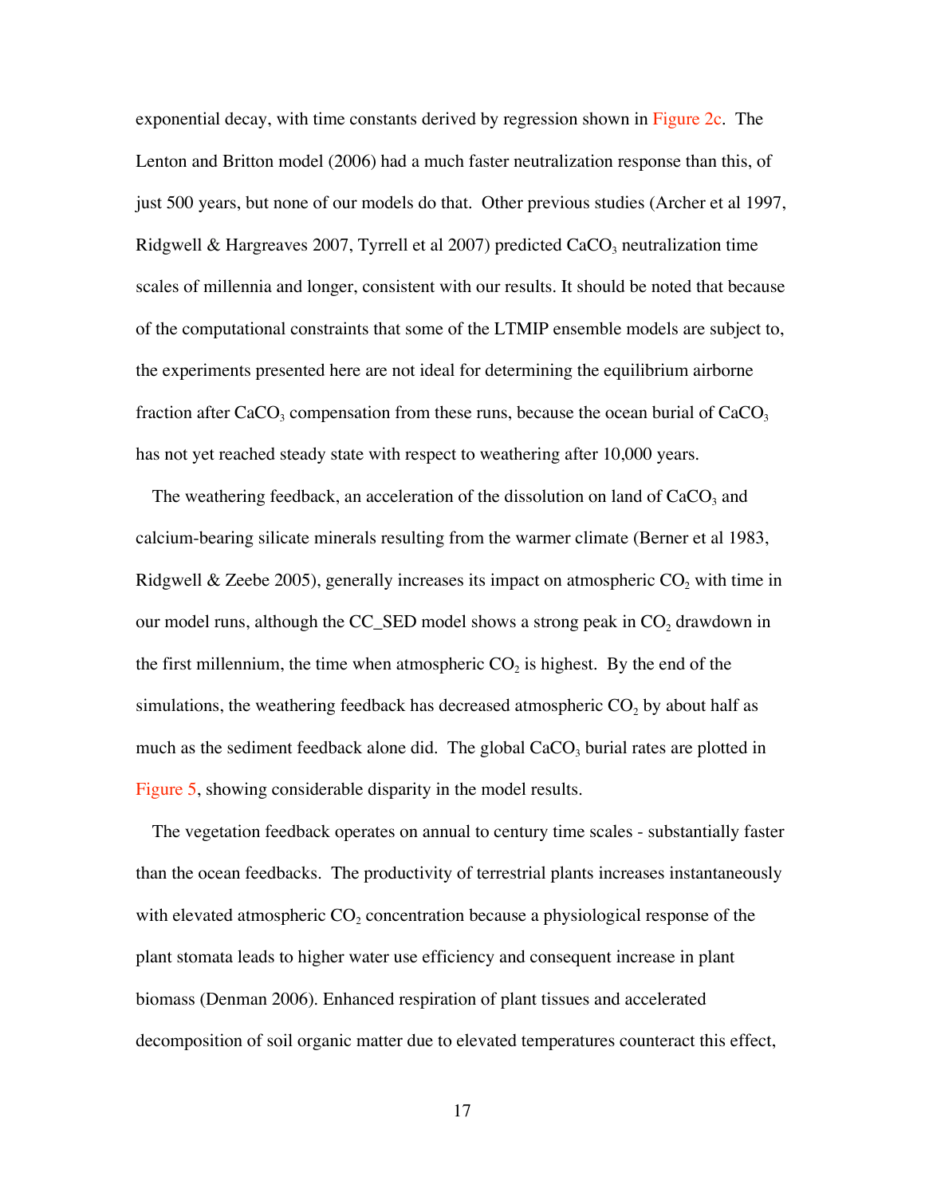exponential decay, with time constants derived by regression shown in Figure 2c. The Lenton and Britton model (2006) had a much faster neutralization response than this, of just 500 years, but none of our models do that. Other previous studies (Archer et al 1997, Ridgwell & Hargreaves 2007, Tyrrell et al 2007) predicted $CaCO_3$ neutralization time scales of millennia and longer, consistent with our results. It should be noted that because of the computational constraints that some of the LTMIP ensemble models are subject to, the experiments presented here are not ideal for determining the equilibrium airborne fraction after $CaCO_3$ compensation from these runs, because the ocean burial of $CaCO_3$ has not yet reached steady state with respect to weathering after 10,000 years.

The weathering feedback, an acceleration of the dissolution on land of $CaCO_3$ and calcium-bearing silicate minerals resulting from the warmer climate (Berner et al 1983, Ridgwell & Zeebe 2005), generally increases its impact on atmospheric $CO_2$ with time in our model runs, although the CC_SED model shows a strong peak in $CO_2$ drawdown in the first millennium, the time when atmospheric $CO_2$ is highest. By the end of the simulations, the weathering feedback has decreased atmospheric $CO_2$ by about half as much as the sediment feedback alone did. The global $CaCO_3$ burial rates are plotted in Figure 5, showing considerable disparity in the model results.

The vegetation feedback operates on annual to century time scales - substantially faster than the ocean feedbacks. The productivity of terrestrial plants increases instantaneously with elevated atmospheric $CO_2$ concentration because a physiological response of the plant stomata leads to higher water use efficiency and consequent increase in plant biomass (Denman 2006). Enhanced respiration of plant tissues and accelerated decomposition of soil organic matter due to elevated temperatures counteract this effect,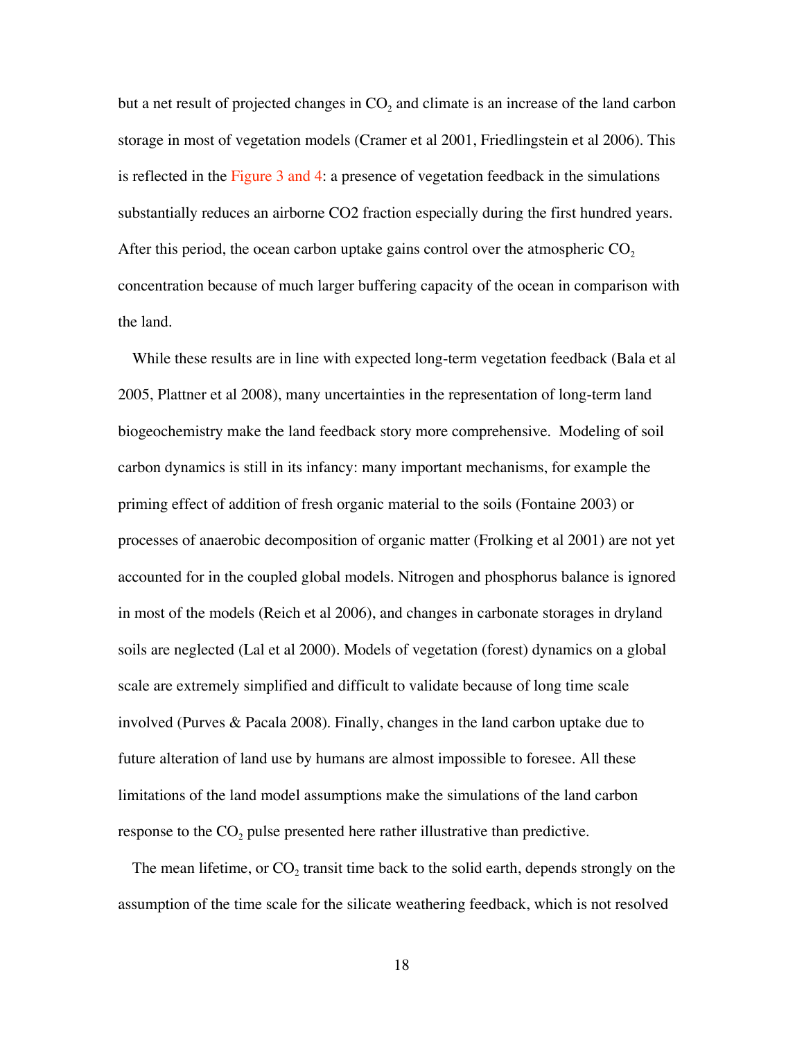but a net result of projected changes in $CO_2$ and climate is an increase of the land carbon storage in most of vegetation models (Cramer et al 2001, Friedlingstein et al 2006). This is reflected in the Figure 3 and 4: a presence of vegetation feedback in the simulations substantially reduces an airborne CO2 fraction especially during the first hundred years. After this period, the ocean carbon uptake gains control over the atmospheric $CO_2$ concentration because of much larger buffering capacity of the ocean in comparison with the land.

While these results are in line with expected long-term vegetation feedback (Bala et al 2005, Plattner et al 2008), many uncertainties in the representation of long-term land biogeochemistry make the land feedback story more comprehensive. Modeling of soil carbon dynamics is still in its infancy: many important mechanisms, for example the priming effect of addition of fresh organic material to the soils (Fontaine 2003) or processes of anaerobic decomposition of organic matter (Frolking et al 2001) are not yet accounted for in the coupled global models. Nitrogen and phosphorus balance is ignored in most of the models (Reich et al 2006), and changes in carbonate storages in dryland soils are neglected (Lal et al 2000). Models of vegetation (forest) dynamics on a global scale are extremely simplified and difficult to validate because of long time scale involved (Purves & Pacala 2008). Finally, changes in the land carbon uptake due to future alteration of land use by humans are almost impossible to foresee. All these limitations of the land model assumptions make the simulations of the land carbon response to the $CO_2$ pulse presented here rather illustrative than predictive.

The mean lifetime, or $CO_2$ transit time back to the solid earth, depends strongly on the assumption of the time scale for the silicate weathering feedback, which is not resolved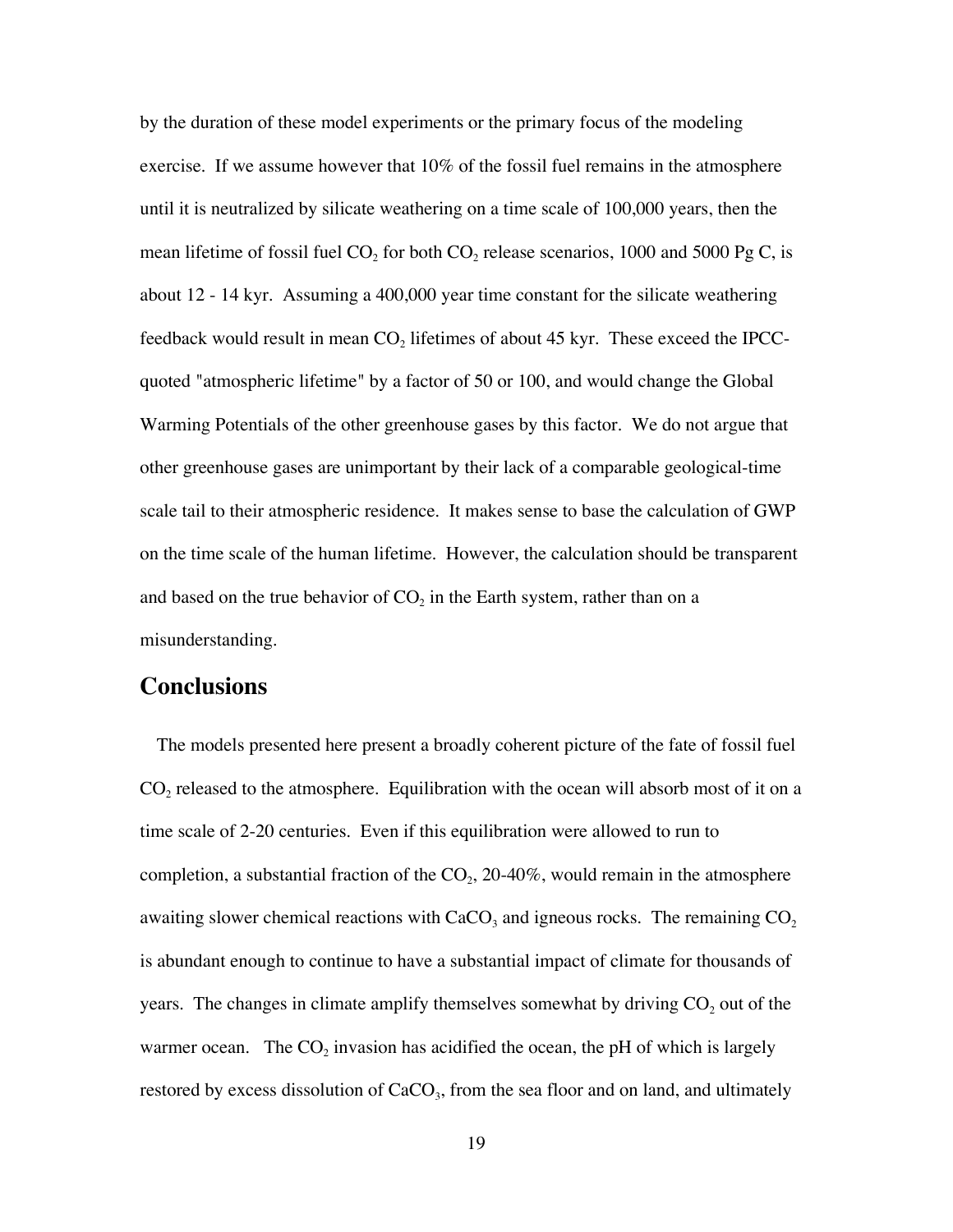by the duration of these model experiments or the primary focus of the modeling exercise. If we assume however that 10% of the fossil fuel remains in the atmosphere until it is neutralized by silicate weathering on a time scale of 100,000 years, then the mean lifetime of fossil fuel $CO_2$ for both $CO_2$ release scenarios, 1000 and 5000 Pg C, is about 12 - 14 kyr. Assuming a 400,000 year time constant for the silicate weathering feedback would result in mean $CO_2$ lifetimes of about 45 kyr. These exceed the IPCC-quoted "atmospheric lifetime" by a factor of 50 or 100, and would change the Global Warming Potentials of the other greenhouse gases by this factor. We do not argue that other greenhouse gases are unimportant by their lack of a comparable geological-time scale tail to their atmospheric residence. It makes sense to base the calculation of GWP on the time scale of the human lifetime. However, the calculation should be transparent and based on the true behavior of $CO_2$ in the Earth system, rather than on a misunderstanding.

## Conclusions

The models presented here present a broadly coherent picture of the fate of fossil fuel $CO_2$ released to the atmosphere. Equilibration with the ocean will absorb most of it on a time scale of 2-20 centuries. Even if this equilibration were allowed to run to completion, a substantial fraction of the $CO_2$, 20-40%, would remain in the atmosphere awaiting slower chemical reactions with $CaCO_3$ and igneous rocks. The remaining $CO_2$ is abundant enough to continue to have a substantial impact of climate for thousands of years. The changes in climate amplify themselves somewhat by driving $CO_2$ out of the warmer ocean. The $CO_2$ invasion has acidified the ocean, the pH of which is largely restored by excess dissolution of $CaCO_3$, from the sea floor and on land, and ultimately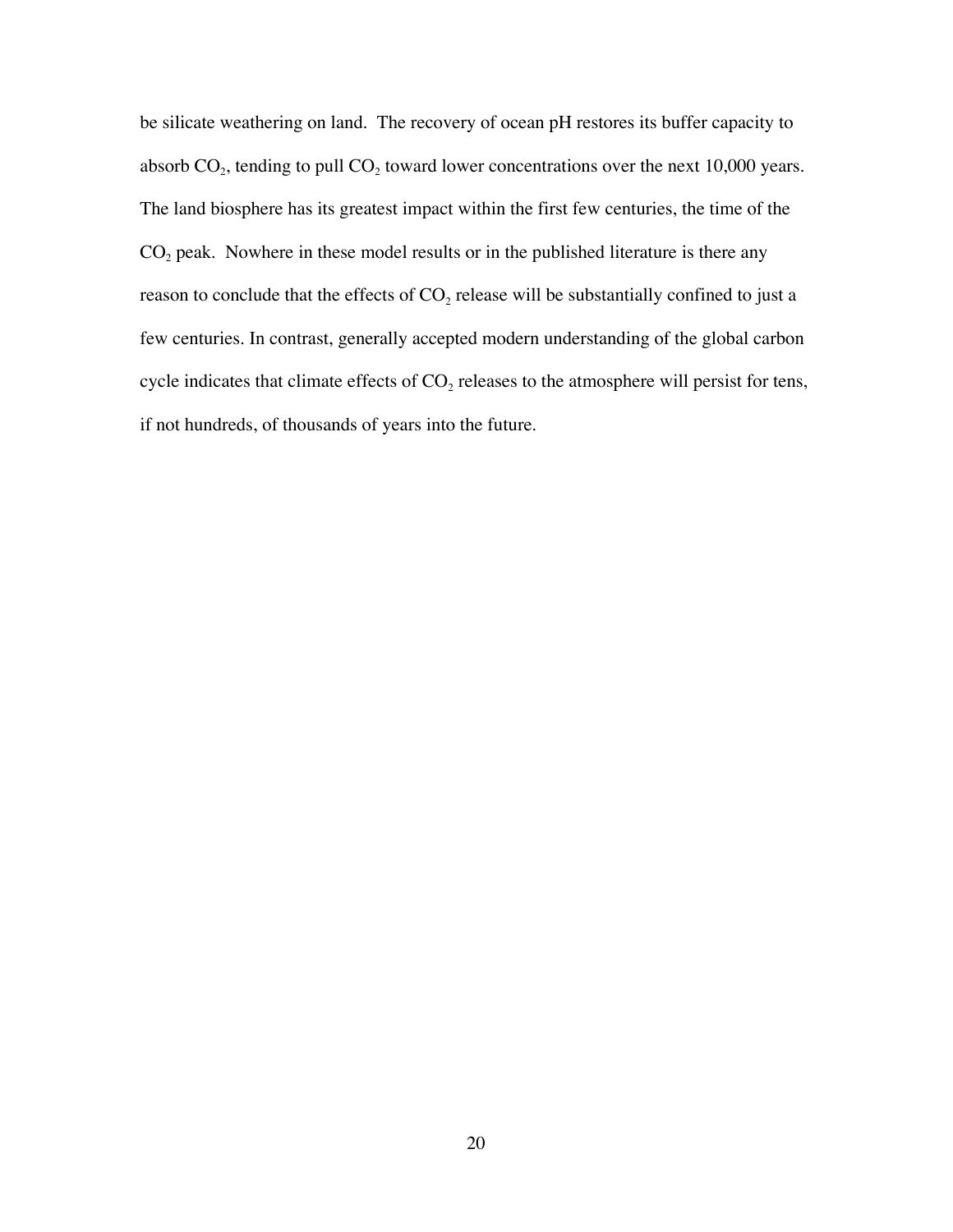be silicate weathering on land. The recovery of ocean pH restores its buffer capacity to absorb $CO_2$, tending to pull $CO_2$ toward lower concentrations over the next 10,000 years. The land biosphere has its greatest impact within the first few centuries, the time of the $CO_2$ peak. Nowhere in these model results or in the published literature is there any reason to conclude that the effects of $CO_2$ release will be substantially confined to just a few centuries. In contrast, generally accepted modern understanding of the global carbon cycle indicates that climate effects of $CO_2$ releases to the atmosphere will persist for tens, if not hundreds, of thousands of years into the future.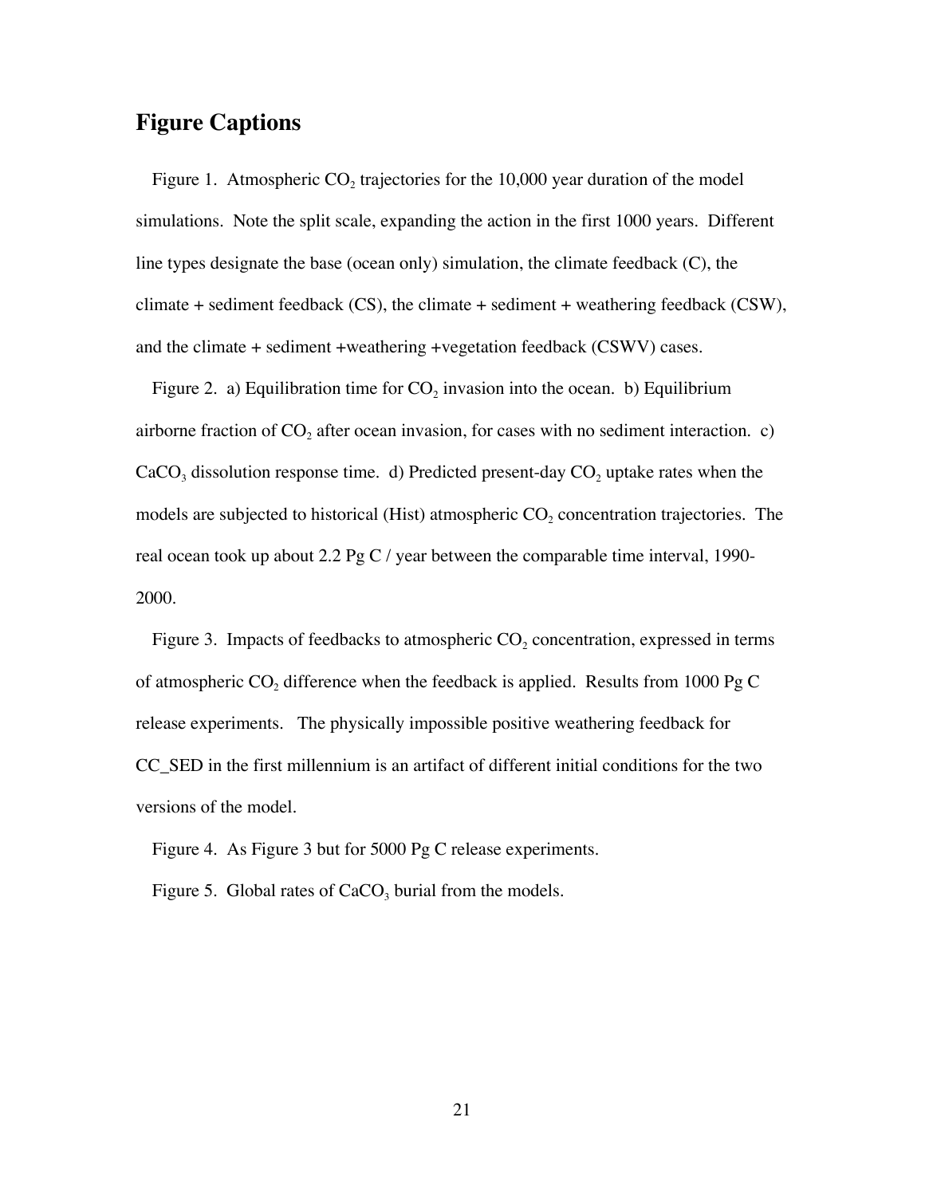## Figure Captions

Figure 1. Atmospheric $CO_2$ trajectories for the 10,000 year duration of the model simulations. Note the split scale, expanding the action in the first 1000 years. Different line types designate the base (ocean only) simulation, the climate feedback (C), the climate + sediment feedback (CS), the climate + sediment + weathering feedback (CSW), and the climate + sediment +weathering +vegetation feedback (CSWV) cases.

Figure 2. a) Equilibration time for $CO_2$ invasion into the ocean. b) Equilibrium airborne fraction of $CO_2$ after ocean invasion, for cases with no sediment interaction. c) $CaCO_3$ dissolution response time. d) Predicted present-day $CO_2$ uptake rates when the models are subjected to historical (Hist) atmospheric $CO_2$ concentration trajectories. The real ocean took up about 2.2 Pg C / year between the comparable time interval, 1990-2000.

Figure 3. Impacts of feedbacks to atmospheric $CO_2$ concentration, expressed in terms of atmospheric $CO_2$ difference when the feedback is applied. Results from 1000 Pg C release experiments. The physically impossible positive weathering feedback for CC_SED in the first millennium is an artifact of different initial conditions for the two versions of the model.

Figure 4. As Figure 3 but for 5000 Pg C release experiments.

Figure 5. Global rates of $CaCO_3$ burial from the models.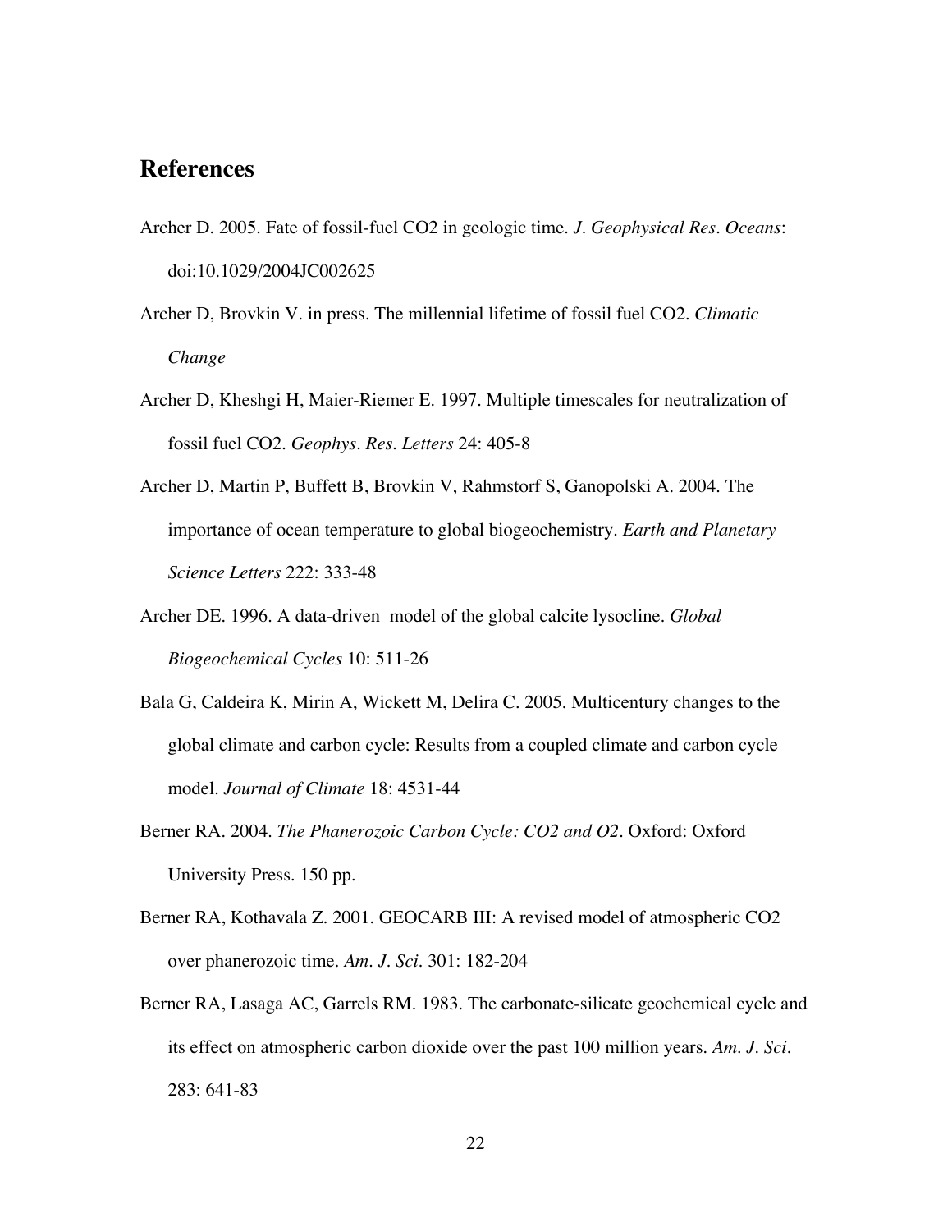## References

Archer D. 2005. Fate of fossil-fuel CO2 in geologic time. *J. Geophysical Res. Oceans*: doi:10.1029/2004JC002625

Archer D, Brovkin V. in press. The millennial lifetime of fossil fuel CO2. *Climatic Change*

Archer D, Kheshgi H, Maier-Riemer E. 1997. Multiple timescales for neutralization of fossil fuel CO2. *Geophys. Res. Letters* 24: 405-8

Archer D, Martin P, Buffett B, Brovkin V, Rahmstorf S, Ganopolski A. 2004. The importance of ocean temperature to global biogeochemistry. *Earth and Planetary Science Letters* 222: 333-48

Archer DE. 1996. A data-driven model of the global calcite lysocline. *Global Biogeochemical Cycles* 10: 511-26

Bala G, Caldeira K, Mirin A, Wickett M, Delira C. 2005. Multicentury changes to the global climate and carbon cycle: Results from a coupled climate and carbon cycle model. *Journal of Climate* 18: 4531-44

Berner RA. 2004. *The Phanerozoic Carbon Cycle: CO2 and O2*. Oxford: Oxford University Press. 150 pp.

Berner RA, Kothavala Z. 2001. GEOCARB III: A revised model of atmospheric CO2 over phanerozoic time. *Am. J. Sci.* 301: 182-204

Berner RA, Lasaga AC, Garrels RM. 1983. The carbonate-silicate geochemical cycle and its effect on atmospheric carbon dioxide over the past 100 million years. *Am. J. Sci.* 283: 641-83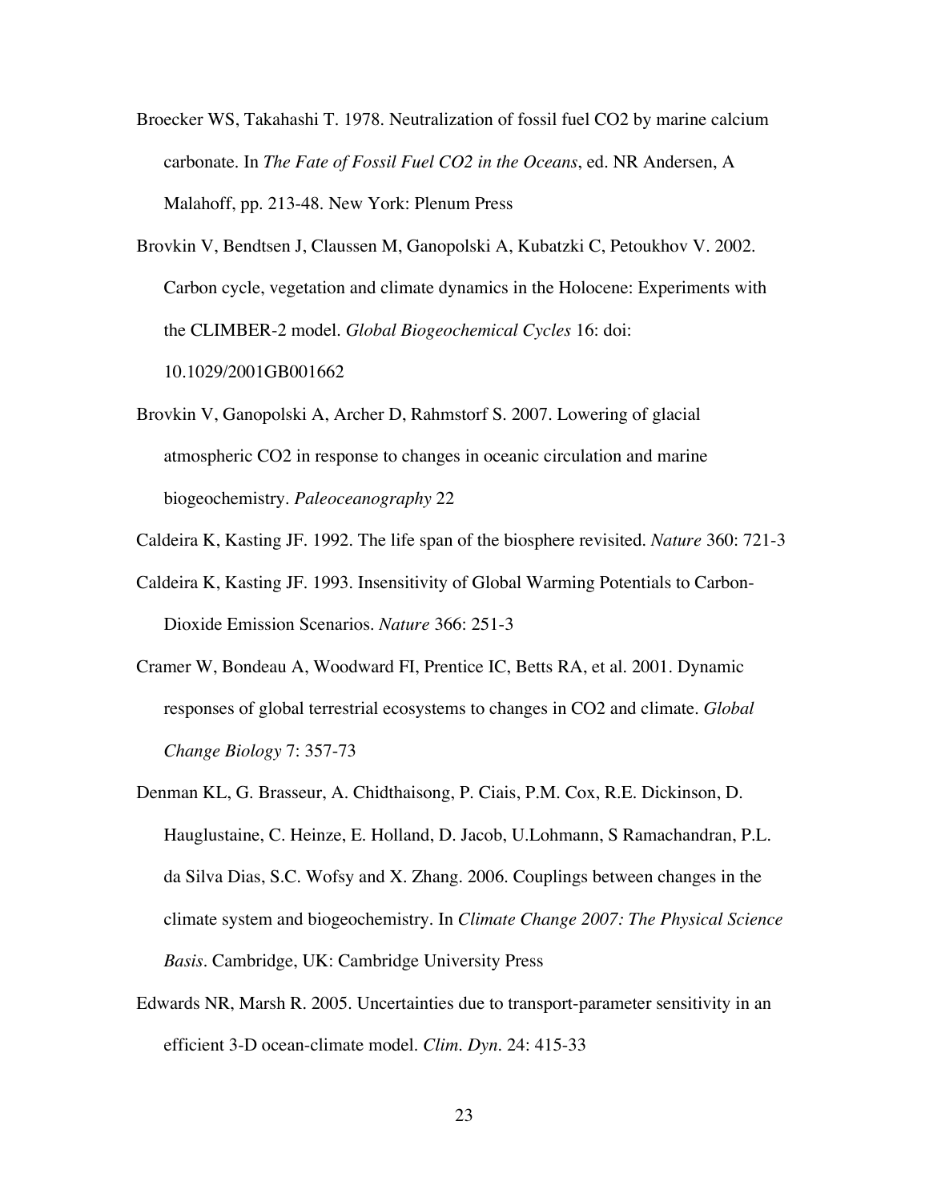Broecker WS, Takahashi T. 1978. Neutralization of fossil fuel CO2 by marine calcium carbonate. In *The Fate of Fossil Fuel CO2 in the Oceans*, ed. NR Andersen, A Malahoff, pp. 213-48. New York: Plenum Press

Brovkin V, Bendtsen J, Claussen M, Ganopolski A, Kubatzki C, Petoukhov V. 2002. Carbon cycle, vegetation and climate dynamics in the Holocene: Experiments with the CLIMBER-2 model. *Global Biogeochemical Cycles* 16: doi: 10.1029/2001GB001662

Brovkin V, Ganopolski A, Archer D, Rahmstorf S. 2007. Lowering of glacial atmospheric CO2 in response to changes in oceanic circulation and marine biogeochemistry. *Paleoceanography* 22

Caldeira K, Kasting JF. 1992. The life span of the biosphere revisited. *Nature* 360: 721-3

Caldeira K, Kasting JF. 1993. Insensitivity of Global Warming Potentials to Carbon-Dioxide Emission Scenarios. *Nature* 366: 251-3

Cramer W, Bondeau A, Woodward FI, Prentice IC, Betts RA, et al. 2001. Dynamic responses of global terrestrial ecosystems to changes in CO2 and climate. *Global Change Biology* 7: 357-73

Denman KL, G. Brasseur, A. Chidthaisong, P. Ciais, P.M. Cox, R.E. Dickinson, D. Hauglustaine, C. Heinze, E. Holland, D. Jacob, U.Lohmann, S Ramachandran, P.L. da Silva Dias, S.C. Wofsy and X. Zhang. 2006. Couplings between changes in the climate system and biogeochemistry. In *Climate Change 2007: The Physical Science Basis*. Cambridge, UK: Cambridge University Press

Edwards NR, Marsh R. 2005. Uncertainties due to transport-parameter sensitivity in an efficient 3-D ocean-climate model. *Clim. Dyn.* 24: 415-33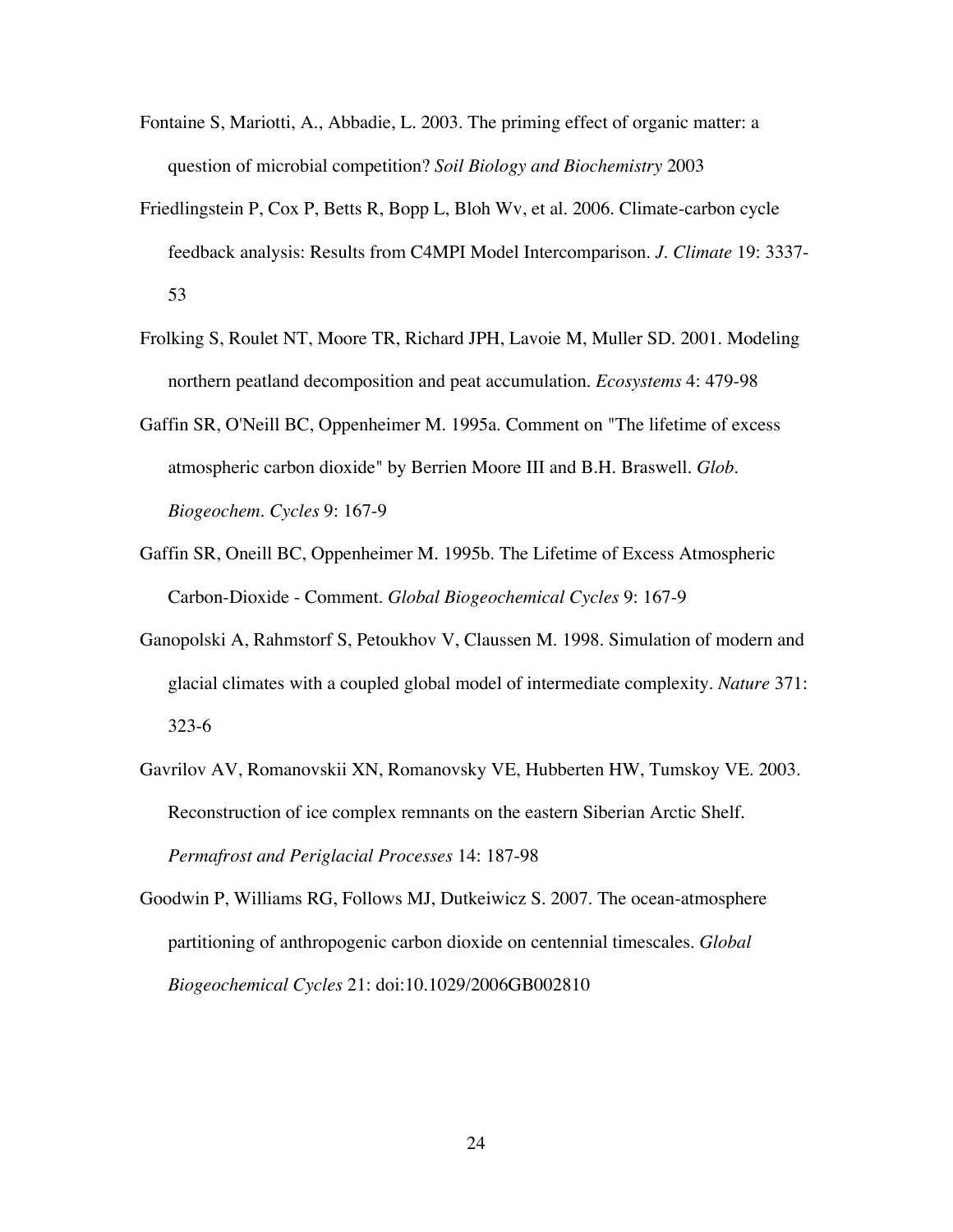Fontaine S, Mariotti, A., Abbadie, L. 2003. The priming effect of organic matter: a question of microbial competition? *Soil Biology and Biochemistry* 2003

Friedlingstein P, Cox P, Betts R, Bopp L, Bloh Wv, et al. 2006. Climate-carbon cycle feedback analysis: Results from C4MPI Model Intercomparison. *J. Climate* 19: 3337-53

Frolking S, Roulet NT, Moore TR, Richard JPH, Lavoie M, Muller SD. 2001. Modeling northern peatland decomposition and peat accumulation. *Ecosystems* 4: 479-98

Gaffin SR, O'Neill BC, Oppenheimer M. 1995a. Comment on "The lifetime of excess atmospheric carbon dioxide" by Berrien Moore III and B.H. Braswell. *Glob. Biogeochem. Cycles* 9: 167-9

Gaffin SR, Oneill BC, Oppenheimer M. 1995b. The Lifetime of Excess Atmospheric Carbon-Dioxide - Comment. *Global Biogeochemical Cycles* 9: 167-9

Ganopolski A, Rahmstorf S, Petoukhov V, Claussen M. 1998. Simulation of modern and glacial climates with a coupled global model of intermediate complexity. *Nature* 371: 323-6

Gavrilov AV, Romanovskii XN, Romanovsky VE, Hubberten HW, Tumskoy VE. 2003. Reconstruction of ice complex remnants on the eastern Siberian Arctic Shelf. *Permafrost and Periglacial Processes* 14: 187-98

Goodwin P, Williams RG, Follows MJ, Dutkeiwicz S. 2007. The ocean-atmosphere partitioning of anthropogenic carbon dioxide on centennial timescales. *Global Biogeochemical Cycles* 21: doi:10.1029/2006GB002810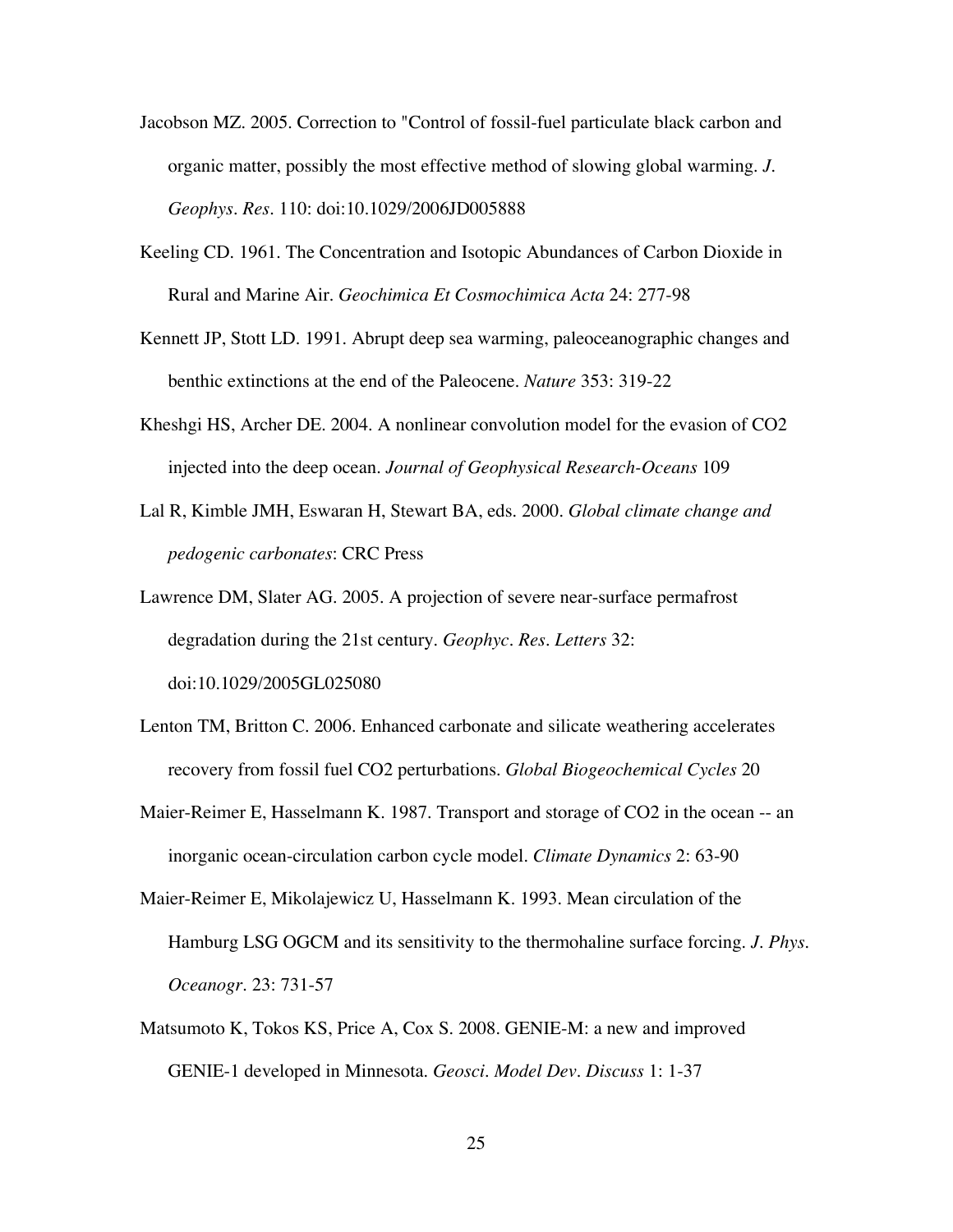Jacobson MZ. 2005. Correction to "Control of fossil-fuel particulate black carbon and organic matter, possibly the most effective method of slowing global warming. *J. Geophys. Res.* 110: doi:10.1029/2006JD005888

Keeling CD. 1961. The Concentration and Isotopic Abundances of Carbon Dioxide in Rural and Marine Air. *Geochimica Et Cosmochimica Acta* 24: 277-98

Kennett JP, Stott LD. 1991. Abrupt deep sea warming, paleoceanographic changes and benthic extinctions at the end of the Paleocene. *Nature* 353: 319-22

Kheshgi HS, Archer DE. 2004. A nonlinear convolution model for the evasion of CO2 injected into the deep ocean. *Journal of Geophysical Research-Oceans* 109

Lal R, Kimble JMH, Eswaran H, Stewart BA, eds. 2000. *Global climate change and pedogenic carbonates*: CRC Press

Lawrence DM, Slater AG. 2005. A projection of severe near-surface permafrost degradation during the 21st century. *Geophyc. Res. Letters* 32: doi:10.1029/2005GL025080

Lenton TM, Britton C. 2006. Enhanced carbonate and silicate weathering accelerates recovery from fossil fuel CO2 perturbations. *Global Biogeochemical Cycles* 20

Maier-Reimer E, Hasselmann K. 1987. Transport and storage of CO2 in the ocean -- an inorganic ocean-circulation carbon cycle model. *Climate Dynamics* 2: 63-90

Maier-Reimer E, Mikolajewicz U, Hasselmann K. 1993. Mean circulation of the Hamburg LSG OGCM and its sensitivity to the thermohaline surface forcing. *J. Phys. Oceanogr.* 23: 731-57

Matsumoto K, Tokos KS, Price A, Cox S. 2008. GENIE-M: a new and improved GENIE-1 developed in Minnesota. *Geosci. Model Dev. Discuss* 1: 1-37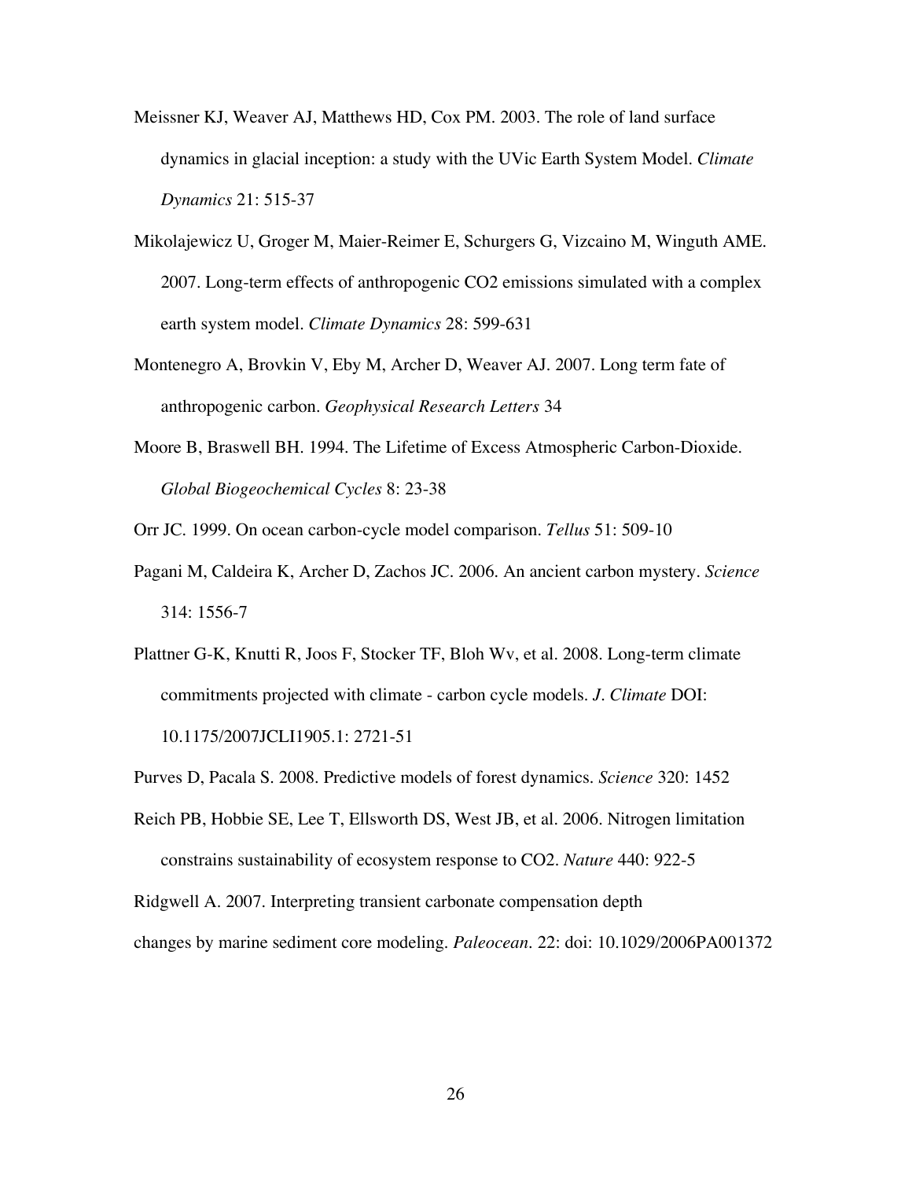Meissner KJ, Weaver AJ, Matthews HD, Cox PM. 2003. The role of land surface dynamics in glacial inception: a study with the UVic Earth System Model. *Climate Dynamics* 21: 515-37

Mikolajewicz U, Groger M, Maier-Reimer E, Schurgers G, Vizcaino M, Winguth AME. 2007. Long-term effects of anthropogenic CO2 emissions simulated with a complex earth system model. *Climate Dynamics* 28: 599-631

Montenegro A, Brovkin V, Eby M, Archer D, Weaver AJ. 2007. Long term fate of anthropogenic carbon. *Geophysical Research Letters* 34

Moore B, Braswell BH. 1994. The Lifetime of Excess Atmospheric Carbon-Dioxide. *Global Biogeochemical Cycles* 8: 23-38

Orr JC. 1999. On ocean carbon-cycle model comparison. *Tellus* 51: 509-10

Pagani M, Caldeira K, Archer D, Zachos JC. 2006. An ancient carbon mystery. *Science* 314: 1556-7

Plattner G-K, Knutti R, Joos F, Stocker TF, Bloh Wv, et al. 2008. Long-term climate commitments projected with climate - carbon cycle models. *J. Climate* DOI: 10.1175/2007JCLI1905.1: 2721-51

Purves D, Pacala S. 2008. Predictive models of forest dynamics. *Science* 320: 1452

Reich PB, Hobbie SE, Lee T, Ellsworth DS, West JB, et al. 2006. Nitrogen limitation constrains sustainability of ecosystem response to CO2. *Nature* 440: 922-5

Ridgwell A. 2007. Interpreting transient carbonate compensation depth changes by marine sediment core modeling. *Paleocean.* 22: doi: 10.1029/2006PA001372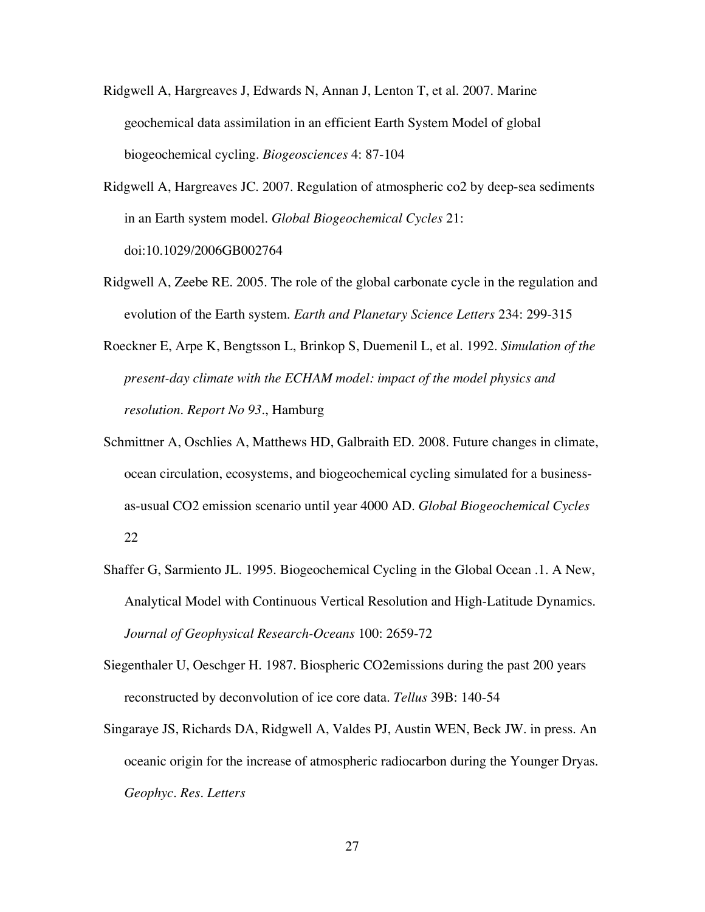Ridgwell A, Hargreaves J, Edwards N, Annan J, Lenton T, et al. 2007. Marine geochemical data assimilation in an efficient Earth System Model of global biogeochemical cycling. *Biogeosciences* 4: 87-104

Ridgwell A, Hargreaves JC. 2007. Regulation of atmospheric co2 by deep-sea sediments in an Earth system model. *Global Biogeochemical Cycles* 21: doi:10.1029/2006GB002764

Ridgwell A, Zeebe RE. 2005. The role of the global carbonate cycle in the regulation and evolution of the Earth system. *Earth and Planetary Science Letters* 234: 299-315

Roeckner E, Arpe K, Bengtsson L, Brinkop S, Duemenil L, et al. 1992. *Simulation of the present-day climate with the ECHAM model: impact of the model physics and resolution. Report No 93.*, Hamburg

Schmittner A, Oschlies A, Matthews HD, Galbraith ED. 2008. Future changes in climate, ocean circulation, ecosystems, and biogeochemical cycling simulated for a business-as-usual CO2 emission scenario until year 4000 AD. *Global Biogeochemical Cycles* 22

Shaffer G, Sarmiento JL. 1995. Biogeochemical Cycling in the Global Ocean .1. A New, Analytical Model with Continuous Vertical Resolution and High-Latitude Dynamics. *Journal of Geophysical Research-Oceans* 100: 2659-72

Siegenthaler U, Oeschger H. 1987. Biospheric CO2emissions during the past 200 years reconstructed by deconvolution of ice core data. *Tellus* 39B: 140-54

Singarayе JS, Richards DA, Ridgwell A, Valdes PJ, Austin WEN, Beck JW. in press. An oceanic origin for the increase of atmospheric radiocarbon during the Younger Dryas. *Geophyc. Res. Letters*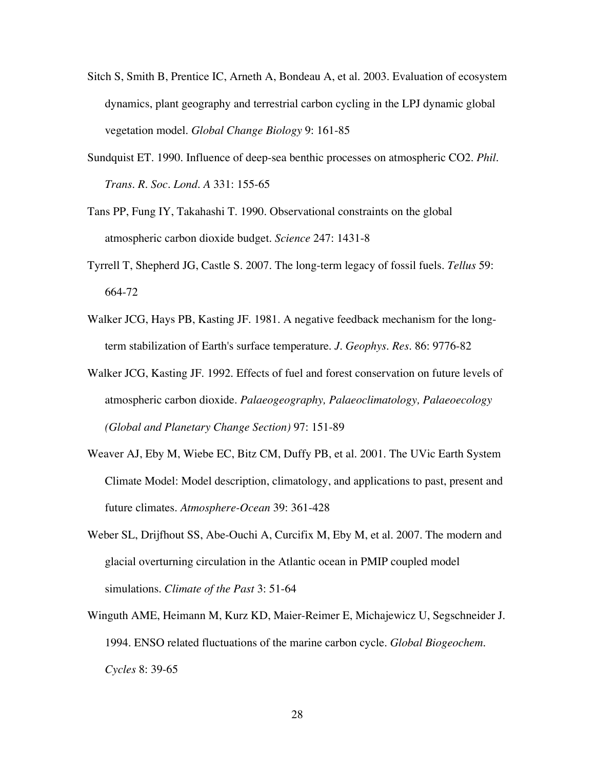Sitch S, Smith B, Prentice IC, Arneth A, Bondeau A, et al. 2003. Evaluation of ecosystem dynamics, plant geography and terrestrial carbon cycling in the LPJ dynamic global vegetation model. *Global Change Biology* 9: 161-85

Sundquist ET. 1990. Influence of deep-sea benthic processes on atmospheric CO2. *Phil. Trans. R. Soc. Lond. A* 331: 155-65

Tans PP, Fung IY, Takahashi T. 1990. Observational constraints on the global atmospheric carbon dioxide budget. *Science* 247: 1431-8

Tyrrell T, Shepherd JG, Castle S. 2007. The long-term legacy of fossil fuels. *Tellus* 59: 664-72

Walker JCG, Hays PB, Kasting JF. 1981. A negative feedback mechanism for the long-term stabilization of Earth's surface temperature. *J. Geophys. Res.* 86: 9776-82

Walker JCG, Kasting JF. 1992. Effects of fuel and forest conservation on future levels of atmospheric carbon dioxide. *Palaeogeography, Palaeoclimatology, Palaeoecology (Global and Planetary Change Section)* 97: 151-89

Weaver AJ, Eby M, Wiebe EC, Bitz CM, Duffy PB, et al. 2001. The UVic Earth System Climate Model: Model description, climatology, and applications to past, present and future climates. *Atmosphere-Ocean* 39: 361-428

Weber SL, Drijfhout SS, Abe-Ouchi A, Curcifix M, Eby M, et al. 2007. The modern and glacial overturning circulation in the Atlantic ocean in PMIP coupled model simulations. *Climate of the Past* 3: 51-64

Winguth AME, Heimann M, Kurz KD, Maier-Reimer E, Michajewicz U, Segschneider J. 1994. ENSO related fluctuations of the marine carbon cycle. *Global Biogeochem. Cycles* 8: 39-65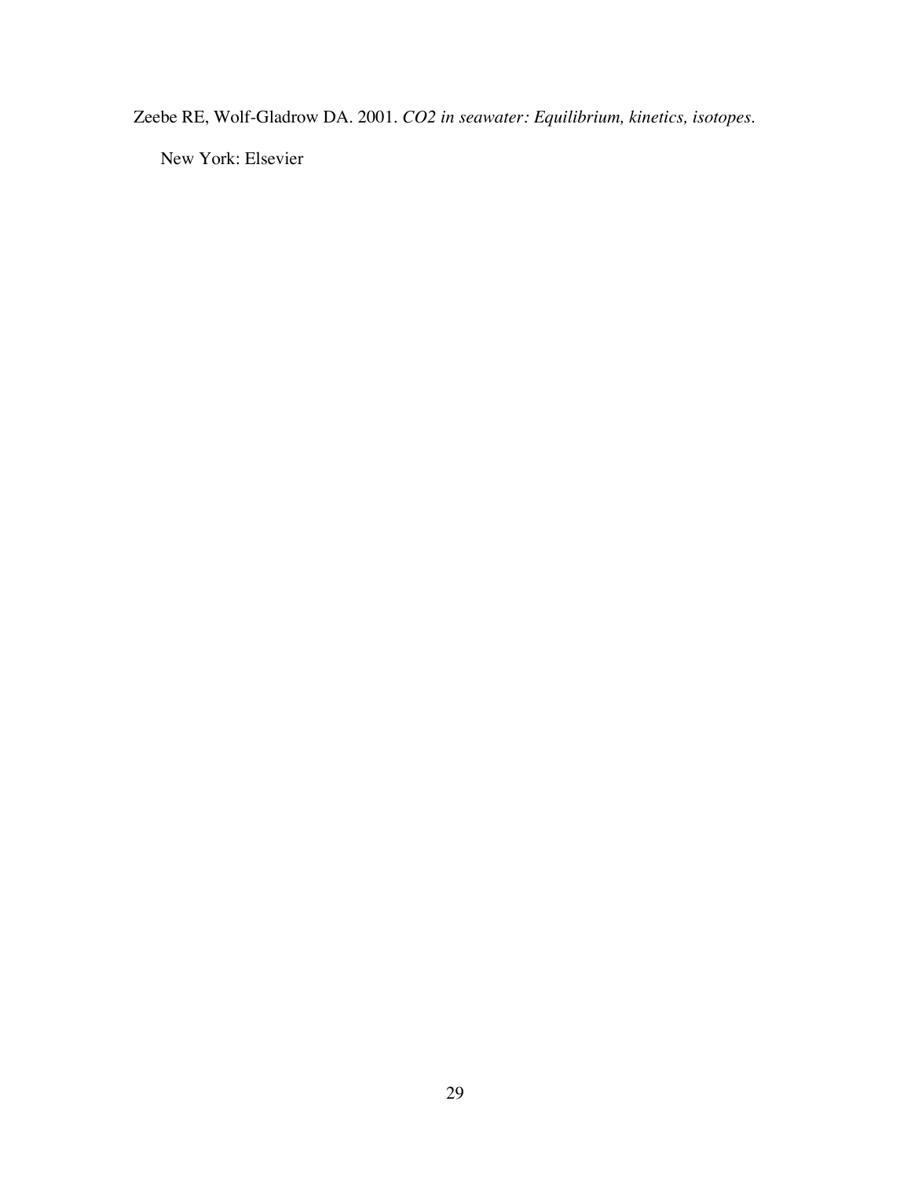Zeebe RE, Wolf-Gladrow DA. 2001. *CO2 in seawater: Equilibrium, kinetics, isotopes*. New York: Elsevier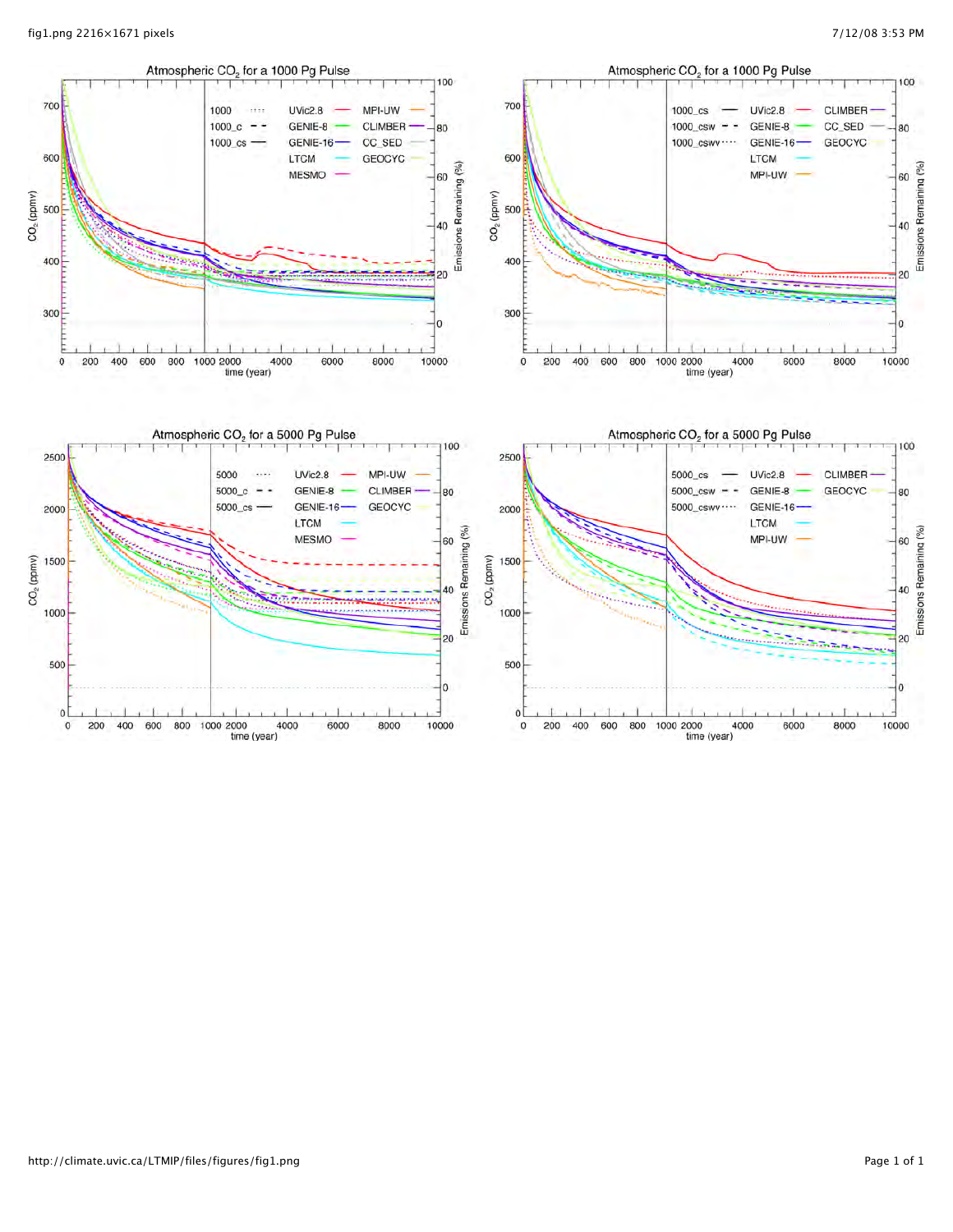Atmospheric $CO_2$ for a 1000 Pg Pulse

Atmospheric $CO_2$ for a 1000 Pg Pulse

Atmospheric $CO_2$ for a 5000 Pg Pulse

Atmospheric $CO_2$ for a 5000 Pg Pulse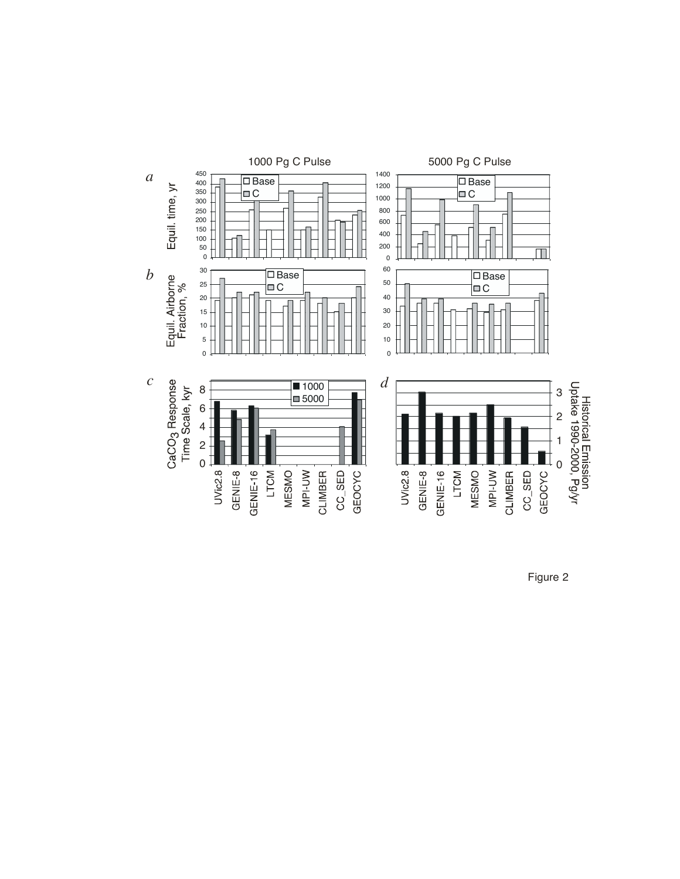Figure 2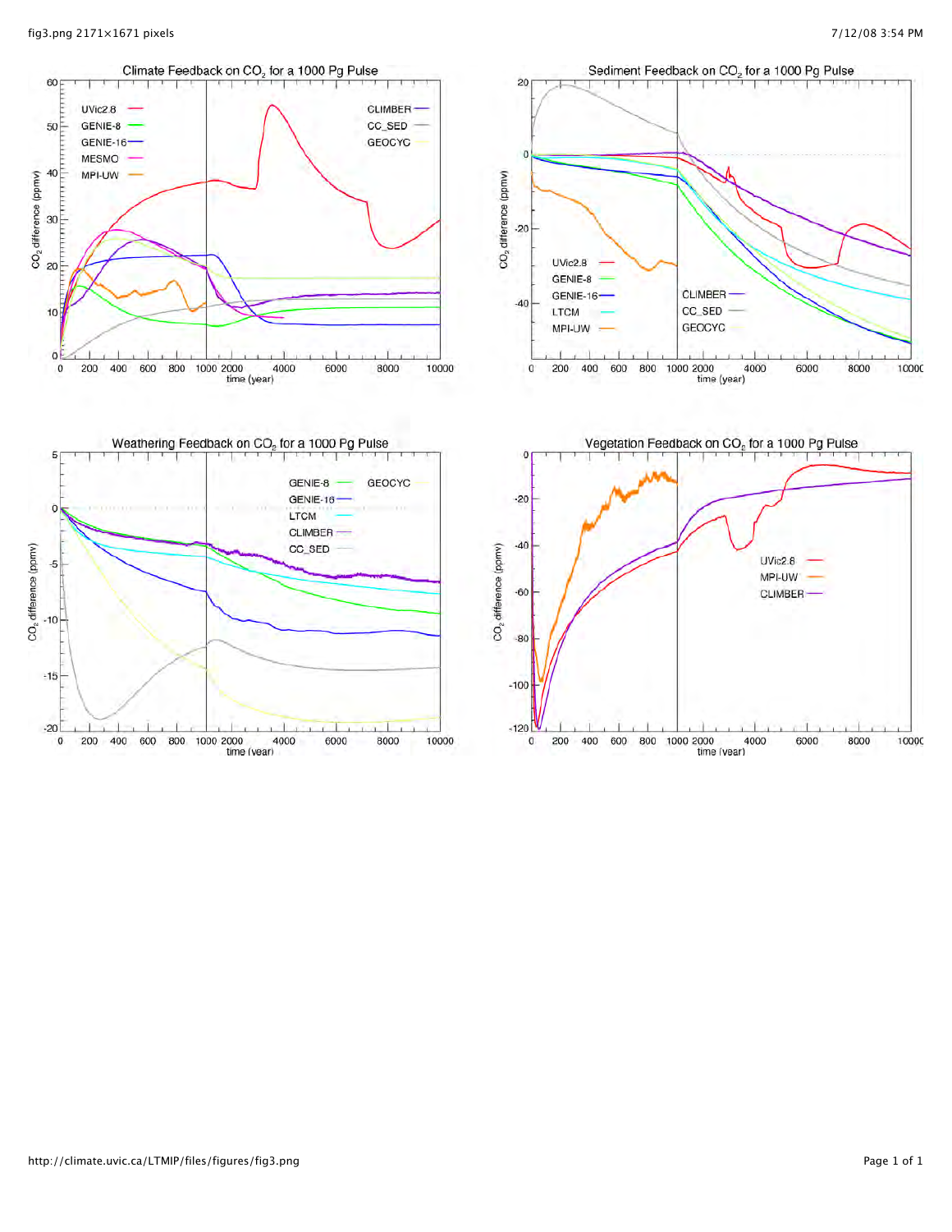## Climate Feedback on $CO_2$ for a 1000 Pg Pulse

UVic2.8, GENIE-8, GENIE-16, MESMO, MPI-UW, CLIMBER, CC_SED, GEOCYC

$CO_2$ difference (ppmv) vs. time (year)

## Sediment Feedback on $CO_2$ for a 1000 Pg Pulse

UVic2.8, GENIE-8, GENIE-16, LTCM, MPI-UW, CLIMBER, CC_SED, GEOCYC

$CO_2$ difference (ppmv) vs. time (year)

## Weathering Feedback on $CO_2$ for a 1000 Pg Pulse

GENIE-8, GENIE-16, LTCM, CLIMBER, CC_SED, GEOCYC

$CO_2$ difference (ppmv) vs. time (year)

## Vegetation Feedback on $CO_2$ for a 1000 Pg Pulse

UVic2.8, MPI-UW, CLIMBER

$CO_2$ difference (ppmv) vs. time (year)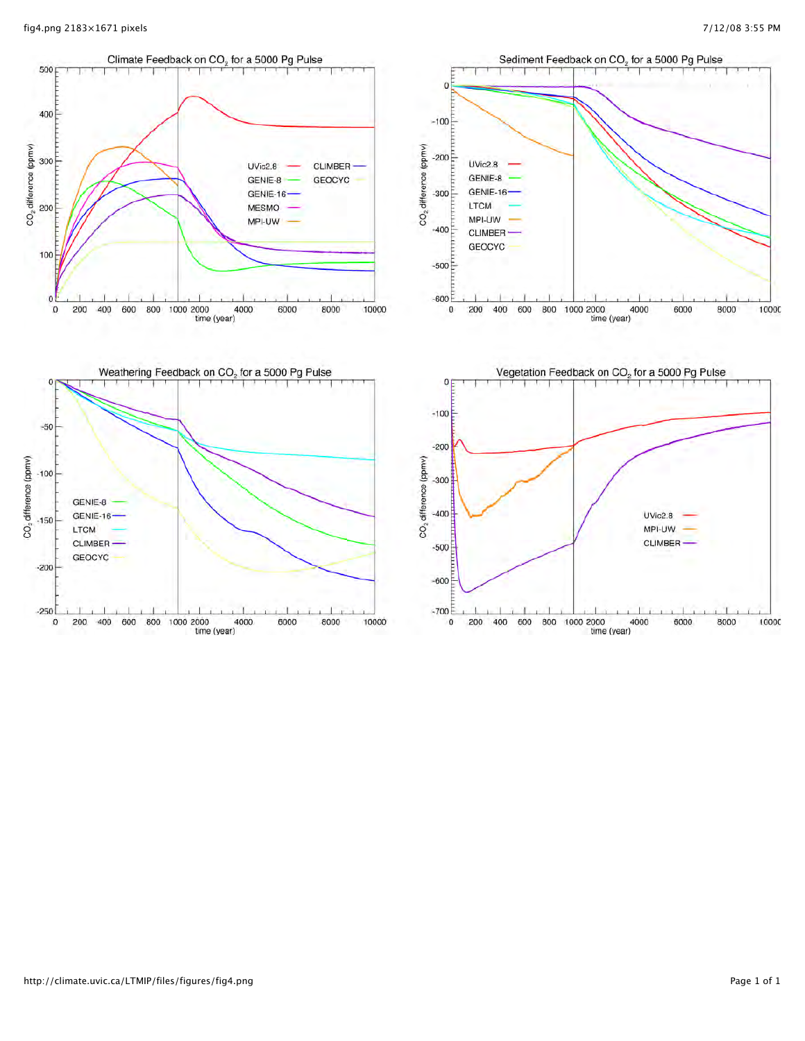Climate Feedback on $CO_2$ for a 5000 Pg Pulse

Sediment Feedback on $CO_2$ for a 5000 Pg Pulse

Weathering Feedback on $CO_2$ for a 5000 Pg Pulse

Vegetation Feedback on $CO_2$ for a 5000 Pg Pulse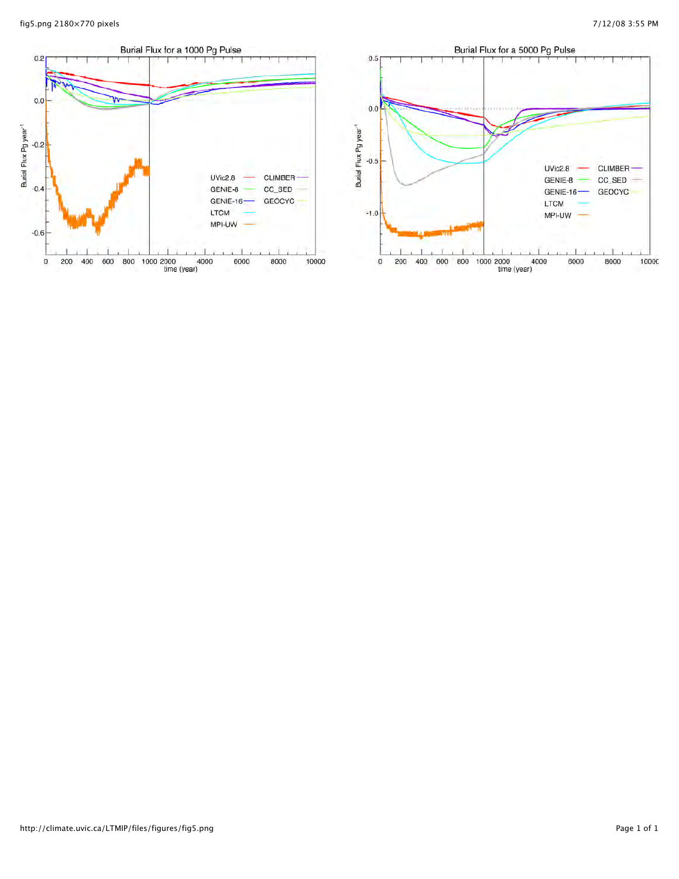Burial Flux for a 1000 Pg Pulse

0.2
0.0
-0.2
-0.4
-0.6

Burial Flux Pg year$^{-1}$

0 200 400 600 800 1000 2000 4000 6000 8000 10000

time (year)

UVic2.8
GENIE-8
GENIE-16
LTCM
MPI-UW
CLIMBER
CC_SED
GEOCYC

Burial Flux for a 5000 Pg Pulse

0.5
0.0
-0.5
-1.0

Burial Flux Pg year$^{-1}$

0 200 400 600 800 1000 2000 4000 6000 8000 10000

time (year)

UVic2.8
GENIE-8
GENIE-16
LTCM
MPI-UW
CLIMBER
CC_SED
GEOCYC